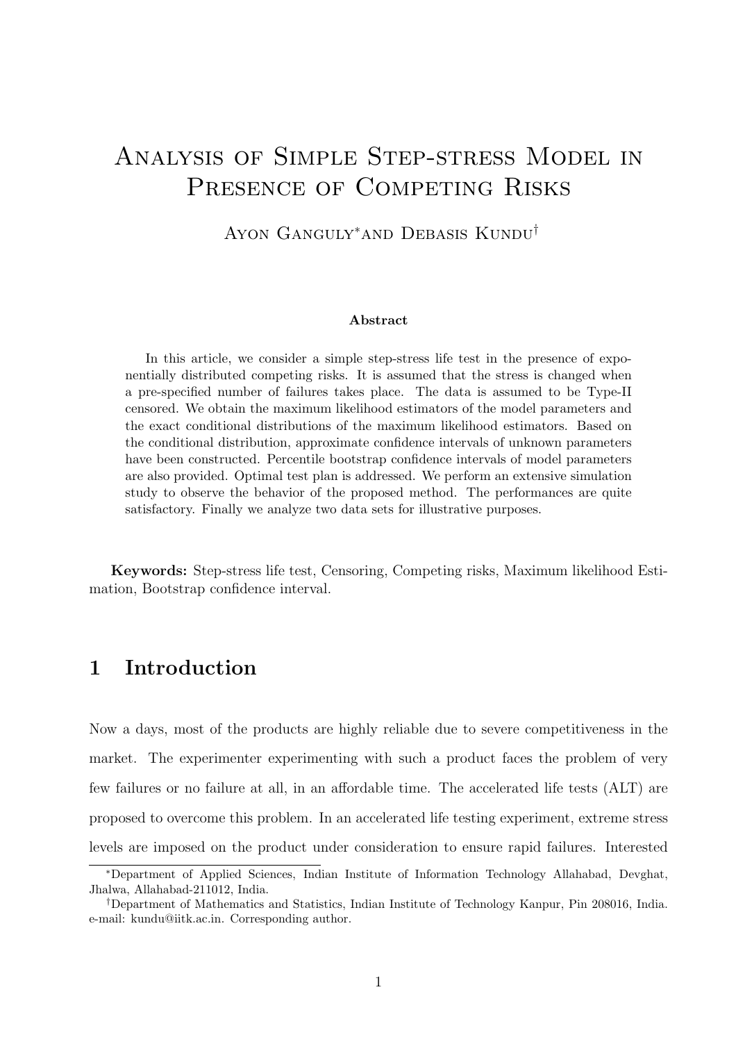# Analysis of Simple Step-stress Model in Presence of Competing Risks

Ayon Ganguly[*] and Debasis Kundu[†]

**Abstract**

In this article, we consider a simple step-stress life test in the presence of exponentially distributed competing risks. It is assumed that the stress is changed when a pre-specified number of failures takes place. The data is assumed to be Type-II censored. We obtain the maximum likelihood estimators of the model parameters and the exact conditional distributions of the maximum likelihood estimators. Based on the conditional distribution, approximate confidence intervals of unknown parameters have been constructed. Percentile bootstrap confidence intervals of model parameters are also provided. Optimal test plan is addressed. We perform an extensive simulation study to observe the behavior of the proposed method. The performances are quite satisfactory. Finally we analyze two data sets for illustrative purposes.

**Keywords:** Step-stress life test, Censoring, Competing risks, Maximum likelihood Estimation, Bootstrap confidence interval.

## 1 Introduction

Now a days, most of the products are highly reliable due to severe competitiveness in the market. The experimenter experimenting with such a product faces the problem of very few failures or no failure at all, in an affordable time. The accelerated life tests (ALT) are proposed to overcome this problem. In an accelerated life testing experiment, extreme stress levels are imposed on the product under consideration to ensure rapid failures. Interested

[*]Department of Applied Sciences, Indian Institute of Information Technology Allahabad, Devghat, Jhalwa, Allahabad-211012, India.

[†]Department of Mathematics and Statistics, Indian Institute of Technology Kanpur, Pin 208016, India. e-mail: kundu@iitk.ac.in. Corresponding author.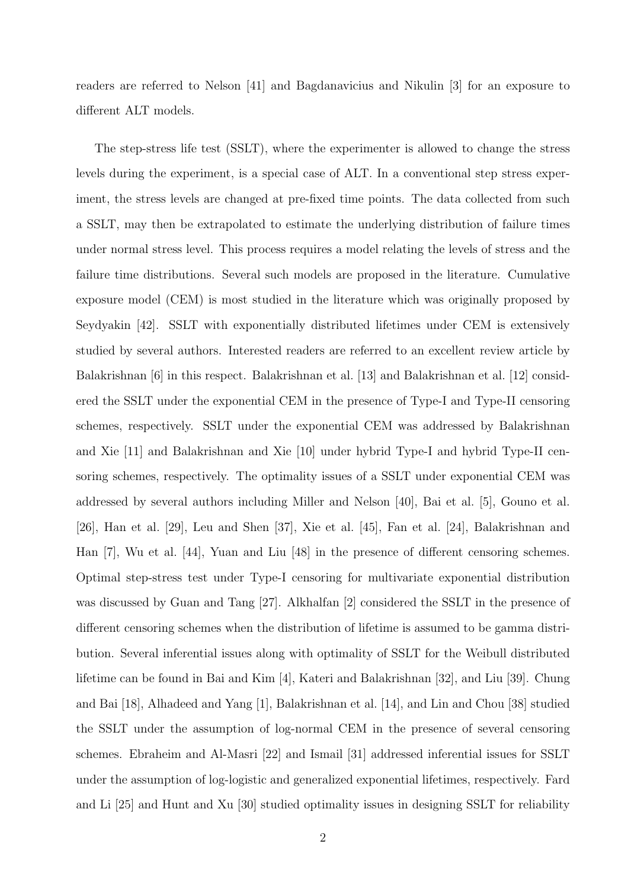readers are referred to Nelson [41] and Bagdanavicius and Nikulin [3] for an exposure to different ALT models.

The step-stress life test (SSLT), where the experimenter is allowed to change the stress levels during the experiment, is a special case of ALT. In a conventional step stress experiment, the stress levels are changed at pre-fixed time points. The data collected from such a SSLT, may then be extrapolated to estimate the underlying distribution of failure times under normal stress level. This process requires a model relating the levels of stress and the failure time distributions. Several such models are proposed in the literature. Cumulative exposure model (CEM) is most studied in the literature which was originally proposed by Seydyakin [42]. SSLT with exponentially distributed lifetimes under CEM is extensively studied by several authors. Interested readers are referred to an excellent review article by Balakrishnan [6] in this respect. Balakrishnan et al. [13] and Balakrishnan et al. [12] considered the SSLT under the exponential CEM in the presence of Type-I and Type-II censoring schemes, respectively. SSLT under the exponential CEM was addressed by Balakrishnan and Xie [11] and Balakrishnan and Xie [10] under hybrid Type-I and hybrid Type-II censoring schemes, respectively. The optimality issues of a SSLT under exponential CEM was addressed by several authors including Miller and Nelson [40], Bai et al. [5], Gouno et al. [26], Han et al. [29], Leu and Shen [37], Xie et al. [45], Fan et al. [24], Balakrishnan and Han [7], Wu et al. [44], Yuan and Liu [48] in the presence of different censoring schemes. Optimal step-stress test under Type-I censoring for multivariate exponential distribution was discussed by Guan and Tang [27]. Alkhalfan [2] considered the SSLT in the presence of different censoring schemes when the distribution of lifetime is assumed to be gamma distribution. Several inferential issues along with optimality of SSLT for the Weibull distributed lifetime can be found in Bai and Kim [4], Kateri and Balakrishnan [32], and Liu [39]. Chung and Bai [18], Alhadeed and Yang [1], Balakrishnan et al. [14], and Lin and Chou [38] studied the SSLT under the assumption of log-normal CEM in the presence of several censoring schemes. Ebraheim and Al-Masri [22] and Ismail [31] addressed inferential issues for SSLT under the assumption of log-logistic and generalized exponential lifetimes, respectively. Fard and Li [25] and Hunt and Xu [30] studied optimality issues in designing SSLT for reliability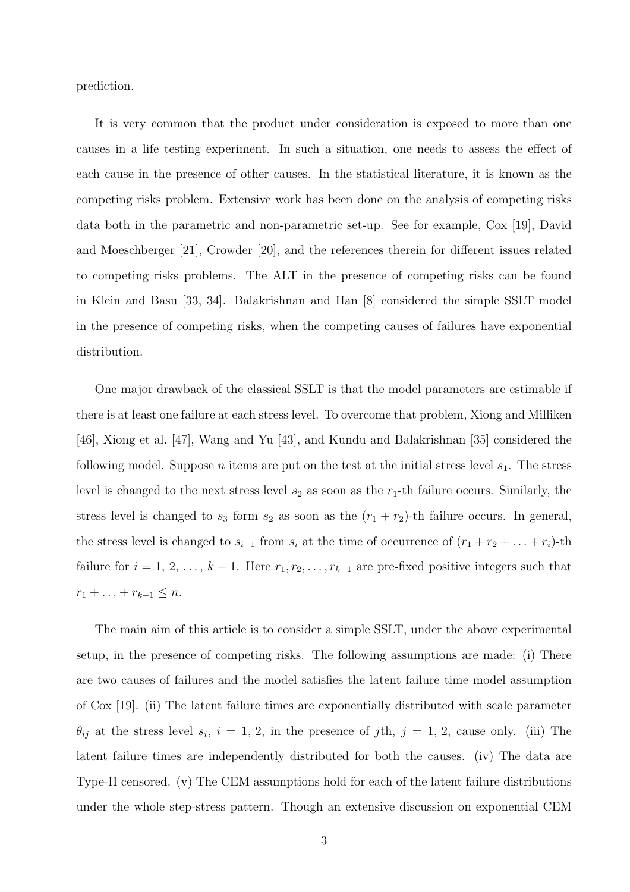prediction.

It is very common that the product under consideration is exposed to more than one causes in a life testing experiment. In such a situation, one needs to assess the effect of each cause in the presence of other causes. In the statistical literature, it is known as the competing risks problem. Extensive work has been done on the analysis of competing risks data both in the parametric and non-parametric set-up. See for example, Cox [19], David and Moeschberger [21], Crowder [20], and the references therein for different issues related to competing risks problems. The ALT in the presence of competing risks can be found in Klein and Basu [33, 34]. Balakrishnan and Han [8] considered the simple SSLT model in the presence of competing risks, when the competing causes of failures have exponential distribution.

One major drawback of the classical SSLT is that the model parameters are estimable if there is at least one failure at each stress level. To overcome that problem, Xiong and Milliken [46], Xiong et al. [47], Wang and Yu [43], and Kundu and Balakrishnan [35] considered the following model. Suppose $n$ items are put on the test at the initial stress level $s_1$. The stress level is changed to the next stress level $s_2$ as soon as the $r_1$-th failure occurs. Similarly, the stress level is changed to $s_3$ form $s_2$ as soon as the $(r_1 + r_2)$-th failure occurs. In general, the stress level is changed to $s_{i+1}$ from $s_i$ at the time of occurrence of $(r_1 + r_2 + \ldots + r_i)$-th failure for $i = 1, 2, \ldots, k-1$. Here $r_1, r_2, \ldots, r_{k-1}$ are pre-fixed positive integers such that $r_1 + \ldots + r_{k-1} \leq n$.

The main aim of this article is to consider a simple SSLT, under the above experimental setup, in the presence of competing risks. The following assumptions are made: (i) There are two causes of failures and the model satisfies the latent failure time model assumption of Cox [19]. (ii) The latent failure times are exponentially distributed with scale parameter $\theta_{ij}$ at the stress level $s_i$, $i = 1, 2$, in the presence of $j$th, $j = 1, 2$, cause only. (iii) The latent failure times are independently distributed for both the causes. (iv) The data are Type-II censored. (v) The CEM assumptions hold for each of the latent failure distributions under the whole step-stress pattern. Though an extensive discussion on exponential CEM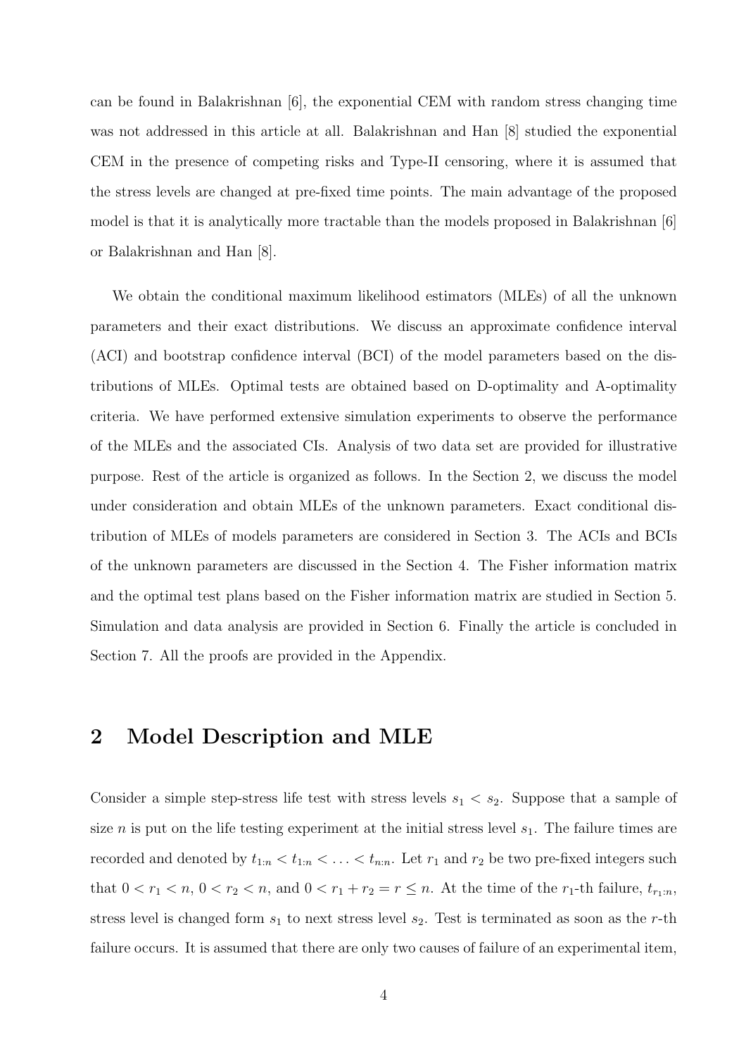can be found in Balakrishnan [6], the exponential CEM with random stress changing time was not addressed in this article at all. Balakrishnan and Han [8] studied the exponential CEM in the presence of competing risks and Type-II censoring, where it is assumed that the stress levels are changed at pre-fixed time points. The main advantage of the proposed model is that it is analytically more tractable than the models proposed in Balakrishnan [6] or Balakrishnan and Han [8].

We obtain the conditional maximum likelihood estimators (MLEs) of all the unknown parameters and their exact distributions. We discuss an approximate confidence interval (ACI) and bootstrap confidence interval (BCI) of the model parameters based on the distributions of MLEs. Optimal tests are obtained based on D-optimality and A-optimality criteria. We have performed extensive simulation experiments to observe the performance of the MLEs and the associated CIs. Analysis of two data set are provided for illustrative purpose. Rest of the article is organized as follows. In the Section 2, we discuss the model under consideration and obtain MLEs of the unknown parameters. Exact conditional distribution of MLEs of models parameters are considered in Section 3. The ACIs and BCIs of the unknown parameters are discussed in the Section 4. The Fisher information matrix and the optimal test plans based on the Fisher information matrix are studied in Section 5. Simulation and data analysis are provided in Section 6. Finally the article is concluded in Section 7. All the proofs are provided in the Appendix.

## 2 Model Description and MLE

Consider a simple step-stress life test with stress levels $s_1 < s_2$. Suppose that a sample of size $n$ is put on the life testing experiment at the initial stress level $s_1$. The failure times are recorded and denoted by $t_{1:n} < t_{1:n} < \ldots < t_{n:n}$. Let $r_1$ and $r_2$ be two pre-fixed integers such that $0 < r_1 < n$, $0 < r_2 < n$, and $0 < r_1 + r_2 = r \leq n$. At the time of the $r_1$-th failure, $t_{r_1:n}$, stress level is changed form $s_1$ to next stress level $s_2$. Test is terminated as soon as the $r$-th failure occurs. It is assumed that there are only two causes of failure of an experimental item,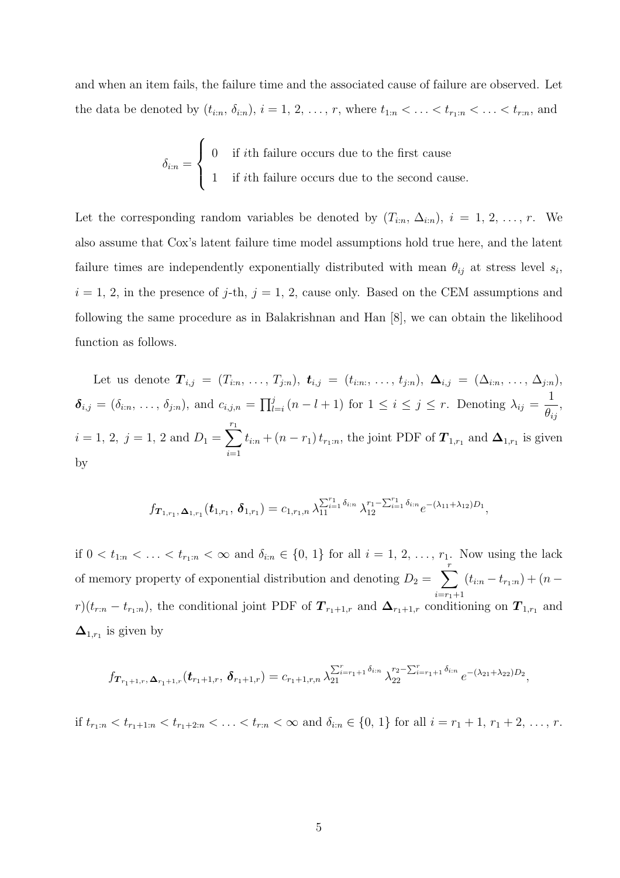and when an item fails, the failure time and the associated cause of failure are observed. Let the data be denoted by $(t_{i:n},\, \delta_{i:n})$, $i = 1,\, 2,\, \ldots,\, r$, where $t_{1:n} < \ldots < t_{r_1:n} < \ldots < t_{r:n}$, and

$$\delta_{i:n} = \begin{cases} 0 & \text{if } i\text{th failure occurs due to the first cause} \\ 1 & \text{if } i\text{th failure occurs due to the second cause.} \end{cases}$$

Let the corresponding random variables be denoted by $(T_{i:n},\, \Delta_{i:n})$, $i = 1,\, 2,\, \ldots,\, r$. We also assume that Cox's latent failure time model assumptions hold true here, and the latent failure times are independently exponentially distributed with mean $\theta_{ij}$ at stress level $s_i$, $i = 1,\, 2$, in the presence of $j$-th, $j = 1,\, 2$, cause only. Based on the CEM assumptions and following the same procedure as in Balakrishnan and Han [8], we can obtain the likelihood function as follows.

Let us denote $\boldsymbol{T}_{i,j} = (T_{i:n},\, \ldots,\, T_{j:n})$, $\boldsymbol{t}_{i,j} = (t_{i:n:},\, \ldots,\, t_{j:n})$, $\boldsymbol{\Delta}_{i,j} = (\Delta_{i:n},\, \ldots,\, \Delta_{j:n})$, $\boldsymbol{\delta}_{i,j} = (\delta_{i:n},\, \ldots,\, \delta_{j:n})$, and $c_{i,j,n} = \prod_{l=i}^{j} (n - l + 1)$ for $1 \leq i \leq j \leq r$. Denoting $\lambda_{ij} = \dfrac{1}{\theta_{ij}}$, $i = 1,\, 2,\ j = 1,\, 2$ and $D_1 = \displaystyle\sum_{i=1}^{r_1} t_{i:n} + (n - r_1)\, t_{r_1:n}$, the joint PDF of $\boldsymbol{T}_{1,r_1}$ and $\boldsymbol{\Delta}_{1,r_1}$ is given by

$$f_{\boldsymbol{T}_{1,r_1},\, \boldsymbol{\Delta}_{1,r_1}}(\boldsymbol{t}_{1,r_1},\, \boldsymbol{\delta}_{1,r_1}) = c_{1,r_1,n}\, \lambda_{11}^{\sum_{i=1}^{r_1} \delta_{i:n}}\, \lambda_{12}^{r_1 - \sum_{i=1}^{r_1} \delta_{i:n}} e^{-(\lambda_{11} + \lambda_{12}) D_1},$$

if $0 < t_{1:n} < \ldots < t_{r_1:n} < \infty$ and $\delta_{i:n} \in \{0,\, 1\}$ for all $i = 1,\, 2,\, \ldots,\, r_1$. Now using the lack of memory property of exponential distribution and denoting $D_2 = \displaystyle\sum_{i=r_1+1}^{r} (t_{i:n} - t_{r_1:n}) + (n - r)(t_{r:n} - t_{r_1:n})$, the conditional joint PDF of $\boldsymbol{T}_{r_1+1,r}$ and $\boldsymbol{\Delta}_{r_1+1,r}$ conditioning on $\boldsymbol{T}_{1,r_1}$ and $\boldsymbol{\Delta}_{1,r_1}$ is given by

$$f_{\boldsymbol{T}_{r_1+1,r},\, \boldsymbol{\Delta}_{r_1+1,r}}(\boldsymbol{t}_{r_1+1,r},\, \boldsymbol{\delta}_{r_1+1,r}) = c_{r_1+1,r,n}\, \lambda_{21}^{\sum_{i=r_1+1}^{r} \delta_{i:n}}\, \lambda_{22}^{r_2 - \sum_{i=r_1+1}^{r} \delta_{i:n}}\, e^{-(\lambda_{21} + \lambda_{22}) D_2},$$

if $t_{r_1:n} < t_{r_1+1:n} < t_{r_1+2:n} < \ldots < t_{r:n} < \infty$ and $\delta_{i:n} \in \{0,\, 1\}$ for all $i = r_1 + 1,\, r_1 + 2,\, \ldots,\, r$.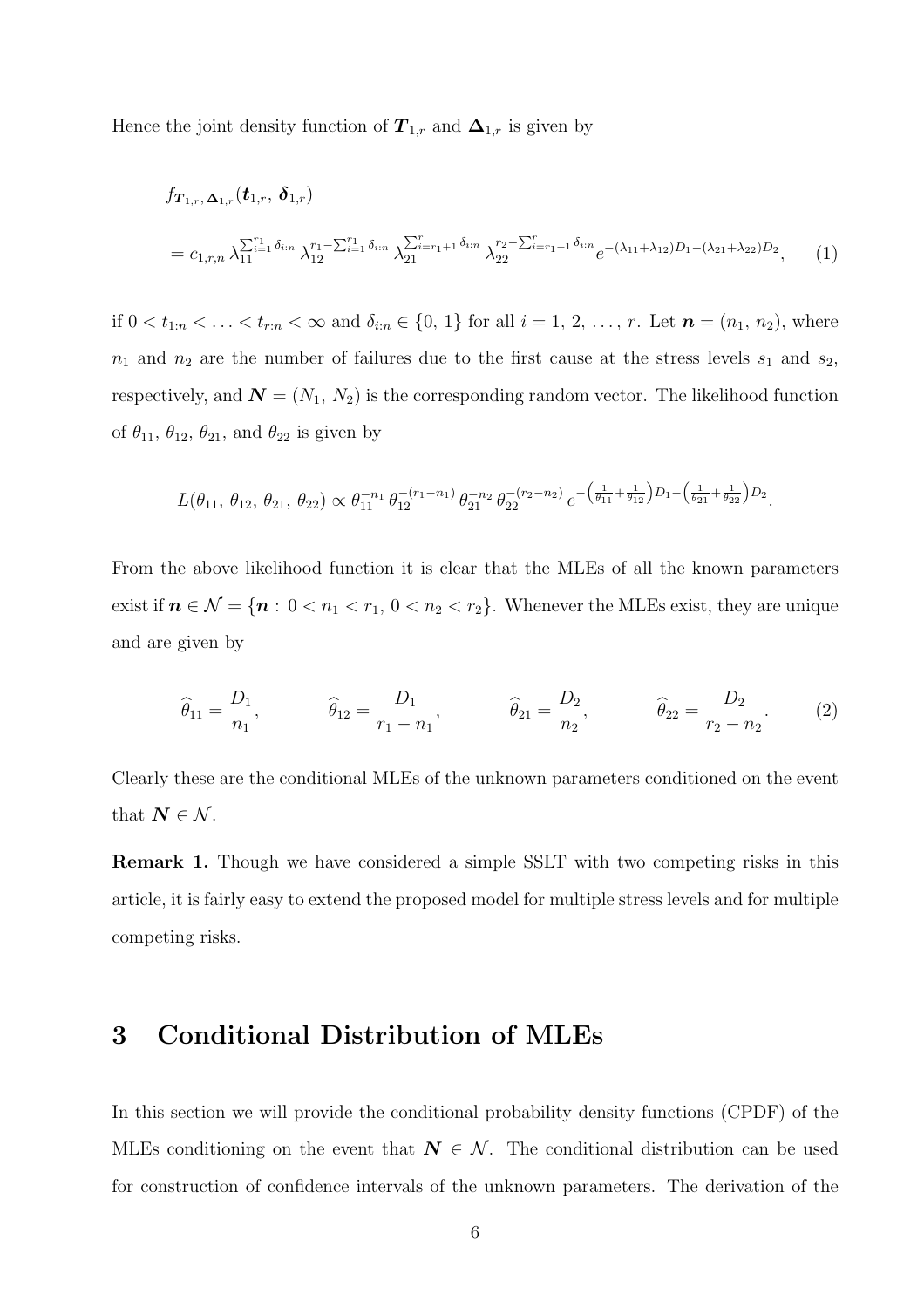Hence the joint density function of $\boldsymbol{T}_{1,r}$ and $\boldsymbol{\Delta}_{1,r}$ is given by

$$
\begin{aligned}
& f_{\boldsymbol{T}_{1,r},\,\boldsymbol{\Delta}_{1,r}}(\boldsymbol{t}_{1,r},\,\boldsymbol{\delta}_{1,r}) \\
&= c_{1,r,n}\,\lambda_{11}^{\sum_{i=1}^{r_1}\delta_{i:n}}\,\lambda_{12}^{r_1-\sum_{i=1}^{r_1}\delta_{i:n}}\,\lambda_{21}^{\sum_{i=r_1+1}^{r}\delta_{i:n}}\,\lambda_{22}^{r_2-\sum_{i=r_1+1}^{r}\delta_{i:n}}e^{-(\lambda_{11}+\lambda_{12})D_1-(\lambda_{21}+\lambda_{22})D_2}, \qquad (1)
\end{aligned}
$$

if $0 < t_{1:n} < \ldots < t_{r:n} < \infty$ and $\delta_{i:n} \in \{0,\,1\}$ for all $i = 1,\,2,\,\ldots,\,r$. Let $\boldsymbol{n} = (n_1,\,n_2)$, where $n_1$ and $n_2$ are the number of failures due to the first cause at the stress levels $s_1$ and $s_2$, respectively, and $\boldsymbol{N} = (N_1,\,N_2)$ is the corresponding random vector. The likelihood function of $\theta_{11}$, $\theta_{12}$, $\theta_{21}$, and $\theta_{22}$ is given by

$$
L(\theta_{11},\,\theta_{12},\,\theta_{21},\,\theta_{22}) \propto \theta_{11}^{-n_1}\,\theta_{12}^{-(r_1-n_1)}\,\theta_{21}^{-n_2}\,\theta_{22}^{-(r_2-n_2)}\,e^{-\left(\frac{1}{\theta_{11}}+\frac{1}{\theta_{12}}\right)D_1-\left(\frac{1}{\theta_{21}}+\frac{1}{\theta_{22}}\right)D_2}.
$$

From the above likelihood function it is clear that the MLEs of all the known parameters exist if $\boldsymbol{n} \in \mathcal{N} = \{\boldsymbol{n} : \, 0 < n_1 < r_1,\, 0 < n_2 < r_2\}$. Whenever the MLEs exist, they are unique and are given by

$$
\widehat{\theta}_{11} = \frac{D_1}{n_1}, \qquad \widehat{\theta}_{12} = \frac{D_1}{r_1 - n_1}, \qquad \widehat{\theta}_{21} = \frac{D_2}{n_2}, \qquad \widehat{\theta}_{22} = \frac{D_2}{r_2 - n_2}. \qquad (2)
$$

Clearly these are the conditional MLEs of the unknown parameters conditioned on the event that $\boldsymbol{N} \in \mathcal{N}$.

**Remark 1.** Though we have considered a simple SSLT with two competing risks in this article, it is fairly easy to extend the proposed model for multiple stress levels and for multiple competing risks.

## 3 Conditional Distribution of MLEs

In this section we will provide the conditional probability density functions (CPDF) of the MLEs conditioning on the event that $\boldsymbol{N} \in \mathcal{N}$. The conditional distribution can be used for construction of confidence intervals of the unknown parameters. The derivation of the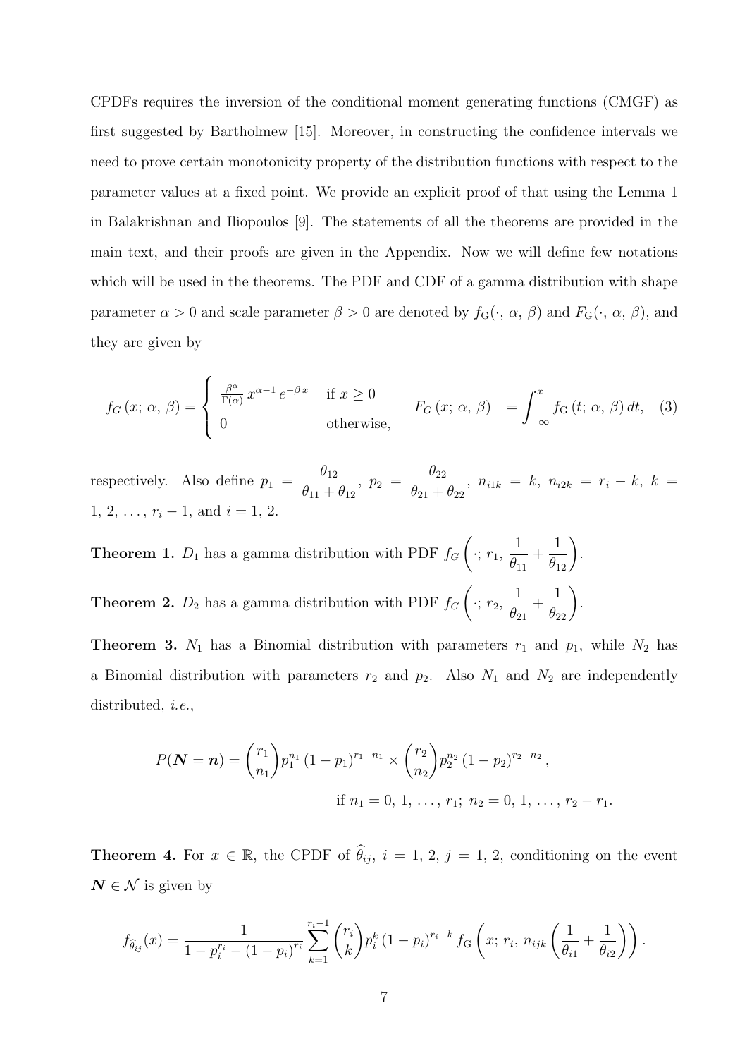CPDFs requires the inversion of the conditional moment generating functions (CMGF) as first suggested by Bartholmew [15]. Moreover, in constructing the confidence intervals we need to prove certain monotonicity property of the distribution functions with respect to the parameter values at a fixed point. We provide an explicit proof of that using the Lemma 1 in Balakrishnan and Iliopoulos [9]. The statements of all the theorems are provided in the main text, and their proofs are given in the Appendix. Now we will define few notations which will be used in the theorems. The PDF and CDF of a gamma distribution with shape parameter $\alpha > 0$ and scale parameter $\beta > 0$ are denoted by $f_{\mathrm{G}}(\cdot,\, \alpha,\, \beta)$ and $F_{\mathrm{G}}(\cdot,\, \alpha,\, \beta)$, and they are given by

$$f_G\,(x;\, \alpha,\, \beta) = \begin{cases} \frac{\beta^{\alpha}}{\Gamma(\alpha)}\, x^{\alpha-1}\, e^{-\beta\, x} & \text{if } x \geq 0 \\ 0 & \text{otherwise,} \end{cases} \qquad F_G\,(x;\, \alpha,\, \beta) \;\; = \int_{-\infty}^{x} f_{\mathrm{G}}\,(t;\, \alpha,\, \beta)\, dt, \quad (3)$$

respectively. Also define $p_1 = \dfrac{\theta_{12}}{\theta_{11}+\theta_{12}}$, $p_2 = \dfrac{\theta_{22}}{\theta_{21}+\theta_{22}}$, $n_{i1k} = k$, $n_{i2k} = r_i - k$, $k = 1,\, 2,\, \ldots,\, r_i - 1$, and $i = 1,\, 2$.

**Theorem 1.** $D_1$ has a gamma distribution with PDF $f_G\left(\cdot;\, r_1,\, \dfrac{1}{\theta_{11}} + \dfrac{1}{\theta_{12}}\right)$.

**Theorem 2.** $D_2$ has a gamma distribution with PDF $f_G\left(\cdot;\, r_2,\, \dfrac{1}{\theta_{21}} + \dfrac{1}{\theta_{22}}\right)$.

**Theorem 3.** $N_1$ has a Binomial distribution with parameters $r_1$ and $p_1$, while $N_2$ has a Binomial distribution with parameters $r_2$ and $p_2$. Also $N_1$ and $N_2$ are independently distributed, *i.e.*,

$$P(\boldsymbol{N} = \boldsymbol{n}) = \binom{r_1}{n_1} p_1^{n_1}\,(1-p_1)^{r_1 - n_1} \times \binom{r_2}{n_2} p_2^{n_2}\,(1-p_2)^{r_2 - n_2}\,,$$

$$\text{if } n_1 = 0,\, 1,\, \ldots,\, r_1;\; n_2 = 0,\, 1,\, \ldots,\, r_2 - r_1.$$

**Theorem 4.** For $x \in \mathbb{R}$, the CPDF of $\widehat{\theta}_{ij}$, $i = 1,\, 2$, $j = 1,\, 2$, conditioning on the event $\boldsymbol{N} \in \mathcal{N}$ is given by

$$f_{\widehat{\theta}_{ij}}(x) = \frac{1}{1 - p_i^{r_i} - (1-p_i)^{r_i}} \sum_{k=1}^{r_i - 1} \binom{r_i}{k} p_i^k\,(1-p_i)^{r_i - k}\, f_{\mathrm{G}}\left(x;\, r_i,\, n_{ijk}\left(\frac{1}{\theta_{i1}} + \frac{1}{\theta_{i2}}\right)\right).$$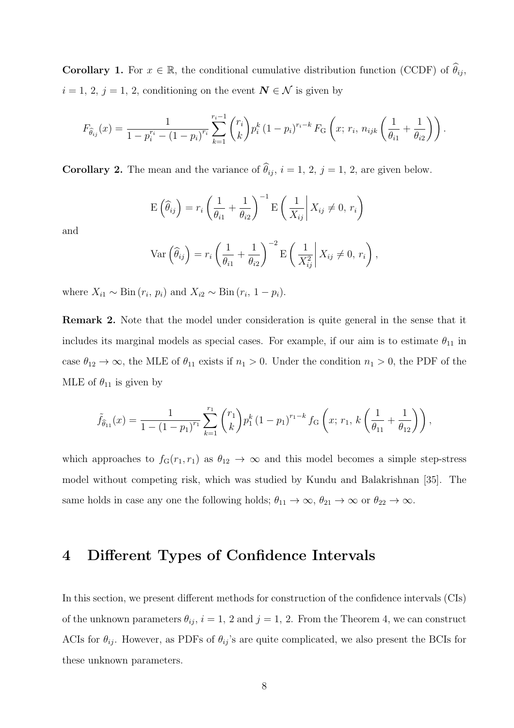**Corollary 1.** For $x \in \mathbb{R}$, the conditional cumulative distribution function (CCDF) of $\widehat{\theta}_{ij}$, $i = 1,\, 2,\, j = 1,\, 2$, conditioning on the event $\boldsymbol{N} \in \mathcal{N}$ is given by

$$F_{\widehat{\theta}_{ij}}(x) = \frac{1}{1 - p_i^{r_i} - (1-p_i)^{r_i}} \sum_{k=1}^{r_i - 1} \binom{r_i}{k} p_i^k \,(1-p_i)^{r_i - k}\, F_{\mathrm{G}}\left(x;\, r_i,\, n_{ijk}\left(\frac{1}{\theta_{i1}} + \frac{1}{\theta_{i2}}\right)\right).$$

**Corollary 2.** The mean and the variance of $\widehat{\theta}_{ij}$, $i = 1,\, 2,\, j = 1,\, 2$, are given below.

$$\mathrm{E}\left(\widehat{\theta}_{ij}\right) = r_i \left(\frac{1}{\theta_{i1}} + \frac{1}{\theta_{i2}}\right)^{-1} \mathrm{E}\left(\frac{1}{X_{ij}}\middle|\, X_{ij} \neq 0,\, r_i\right)$$

and

$$\mathrm{Var}\left(\widehat{\theta}_{ij}\right) = r_i \left(\frac{1}{\theta_{i1}} + \frac{1}{\theta_{i2}}\right)^{-2} \mathrm{E}\left(\frac{1}{X_{ij}^2}\middle|\, X_{ij} \neq 0,\, r_i\right),$$

where $X_{i1} \sim \mathrm{Bin}\,(r_i,\, p_i)$ and $X_{i2} \sim \mathrm{Bin}\,(r_i,\, 1 - p_i)$.

**Remark 2.** Note that the model under consideration is quite general in the sense that it includes its marginal models as special cases. For example, if our aim is to estimate $\theta_{11}$ in case $\theta_{12} \to \infty$, the MLE of $\theta_{11}$ exists if $n_1 > 0$. Under the condition $n_1 > 0$, the PDF of the MLE of $\theta_{11}$ is given by

$$\tilde{f}_{\widehat{\theta}_{11}}(x) = \frac{1}{1 - (1-p_1)^{r_1}} \sum_{k=1}^{r_1} \binom{r_1}{k} p_1^k \,(1-p_1)^{r_1 - k}\, f_{\mathrm{G}}\left(x;\, r_1,\, k\left(\frac{1}{\theta_{11}} + \frac{1}{\theta_{12}}\right)\right),$$

which approaches to $f_{\mathrm{G}}(r_1, r_1)$ as $\theta_{12} \to \infty$ and this model becomes a simple step-stress model without competing risk, which was studied by Kundu and Balakrishnan [35]. The same holds in case any one the following holds; $\theta_{11} \to \infty$, $\theta_{21} \to \infty$ or $\theta_{22} \to \infty$.

# 4 Different Types of Confidence Intervals

In this section, we present different methods for construction of the confidence intervals (CIs) of the unknown parameters $\theta_{ij}$, $i = 1,\, 2$ and $j = 1,\, 2$. From the Theorem 4, we can construct ACIs for $\theta_{ij}$. However, as PDFs of $\theta_{ij}$'s are quite complicated, we also present the BCIs for these unknown parameters.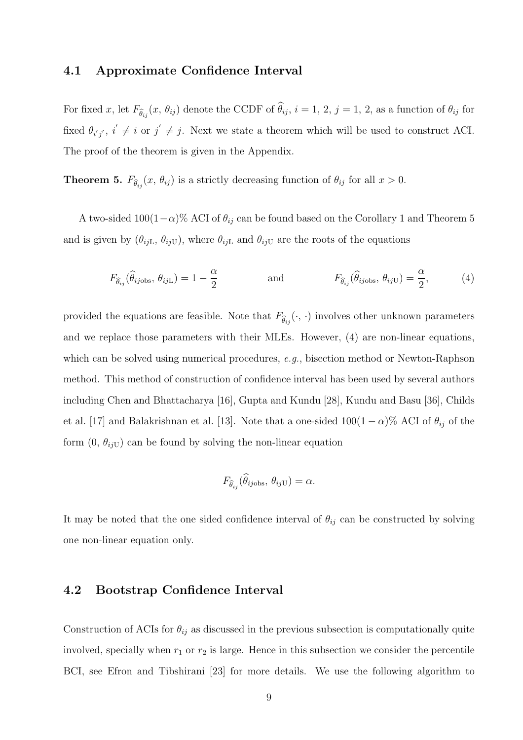### 4.1 Approximate Confidence Interval

For fixed $x$, let $F_{\widehat{\theta}_{ij}}(x, \theta_{ij})$ denote the CCDF of $\widehat{\theta}_{ij}$, $i = 1, 2$, $j = 1, 2$, as a function of $\theta_{ij}$ for fixed $\theta_{i'j'}$, $i' \neq i$ or $j' \neq j$. Next we state a theorem which will be used to construct ACI. The proof of the theorem is given in the Appendix.

**Theorem 5.** $F_{\widehat{\theta}_{ij}}(x, \theta_{ij})$ is a strictly decreasing function of $\theta_{ij}$ for all $x > 0$.

A two-sided $100(1-\alpha)\%$ ACI of $\theta_{ij}$ can be found based on the Corollary 1 and Theorem 5 and is given by $(\theta_{ij\text{L}}, \theta_{ij\text{U}})$, where $\theta_{ij\text{L}}$ and $\theta_{ij\text{U}}$ are the roots of the equations

$$F_{\widehat{\theta}_{ij}}(\widehat{\theta}_{ij\text{obs}}, \theta_{ij\text{L}}) = 1 - \frac{\alpha}{2} \qquad \text{and} \qquad F_{\widehat{\theta}_{ij}}(\widehat{\theta}_{ij\text{obs}}, \theta_{ij\text{U}}) = \frac{\alpha}{2}, \tag{4}$$

provided the equations are feasible. Note that $F_{\widehat{\theta}_{ij}}(\cdot, \cdot)$ involves other unknown parameters and we replace those parameters with their MLEs. However, (4) are non-linear equations, which can be solved using numerical procedures, *e.g.*, bisection method or Newton-Raphson method. This method of construction of confidence interval has been used by several authors including Chen and Bhattacharya [16], Gupta and Kundu [28], Kundu and Basu [36], Childs et al. [17] and Balakrishnan et al. [13]. Note that a one-sided $100(1-\alpha)\%$ ACI of $\theta_{ij}$ of the form $(0, \theta_{ij\text{U}})$ can be found by solving the non-linear equation

$$F_{\widehat{\theta}_{ij}}(\widehat{\theta}_{ij\text{obs}}, \theta_{ij\text{U}}) = \alpha.$$

It may be noted that the one sided confidence interval of $\theta_{ij}$ can be constructed by solving one non-linear equation only.

### 4.2 Bootstrap Confidence Interval

Construction of ACIs for $\theta_{ij}$ as discussed in the previous subsection is computationally quite involved, specially when $r_1$ or $r_2$ is large. Hence in this subsection we consider the percentile BCI, see Efron and Tibshirani [23] for more details. We use the following algorithm to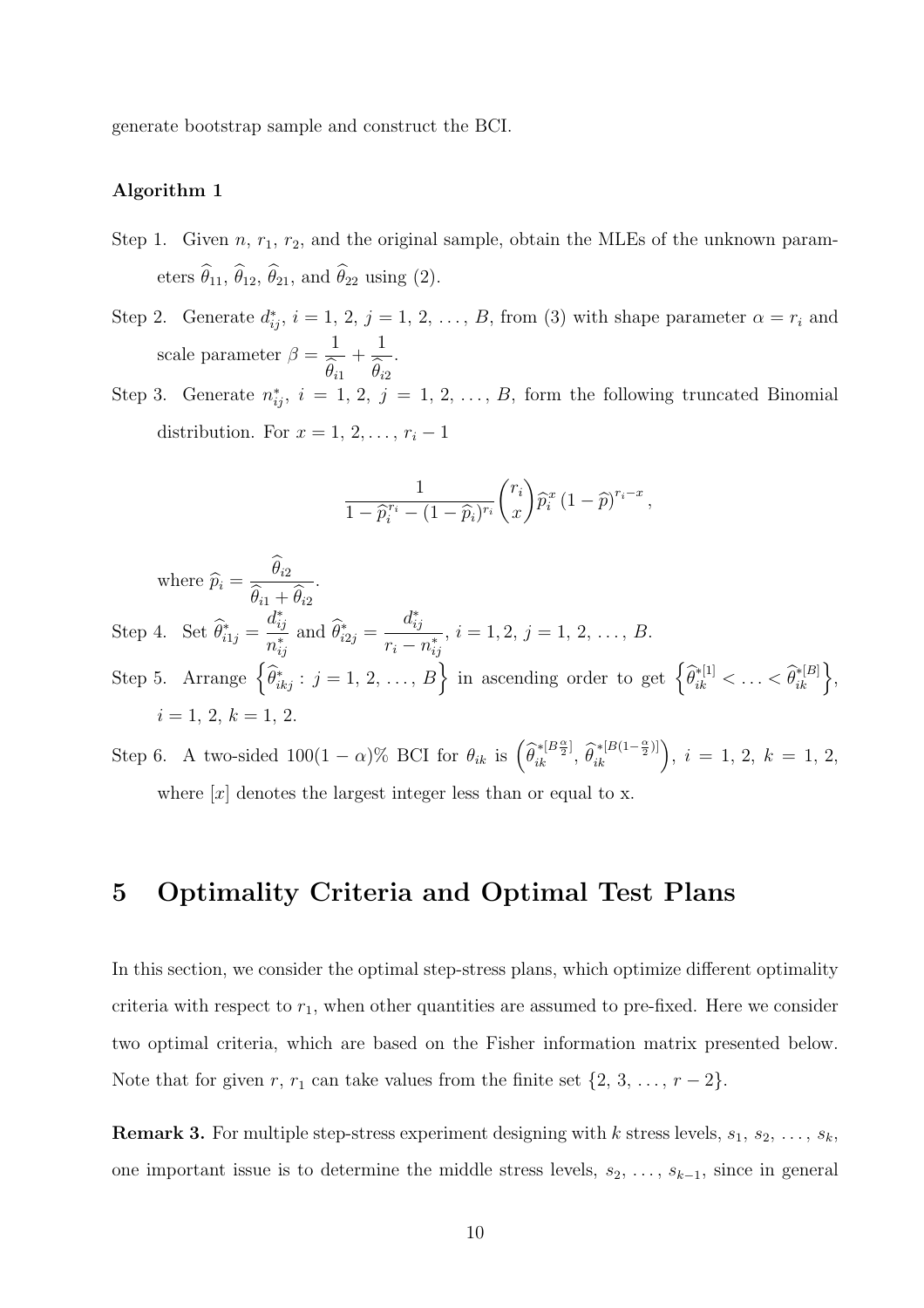generate bootstrap sample and construct the BCI.

**Algorithm 1**

Step 1. Given $n$, $r_1$, $r_2$, and the original sample, obtain the MLEs of the unknown parameters $\widehat{\theta}_{11}$, $\widehat{\theta}_{12}$, $\widehat{\theta}_{21}$, and $\widehat{\theta}_{22}$ using (2).

Step 2. Generate $d^*_{ij}$, $i = 1,\, 2,\, j = 1,\, 2,\, \ldots,\, B$, from (3) with shape parameter $\alpha = r_i$ and scale parameter $\beta = \dfrac{1}{\widehat{\theta}_{i1}} + \dfrac{1}{\widehat{\theta}_{i2}}$.

Step 3. Generate $n^*_{ij}$, $i = 1,\, 2,\, j = 1,\, 2,\, \ldots,\, B$, form the following truncated Binomial distribution. For $x = 1,\, 2, \ldots,\, r_i - 1$

$$\frac{1}{1 - \widehat{p}_i^{\,r_i} - (1-\widehat{p}_i)^{r_i}} \binom{r_i}{x} \widehat{p}_i^{\,x} \left(1 - \widehat{p}\right)^{r_i - x},$$

where $\widehat{p}_i = \dfrac{\widehat{\theta}_{i2}}{\widehat{\theta}_{i1} + \widehat{\theta}_{i2}}$.

Step 4. Set $\widehat{\theta}^*_{i1j} = \dfrac{d^*_{ij}}{n^*_{ij}}$ and $\widehat{\theta}^*_{i2j} = \dfrac{d^*_{ij}}{r_i - n^*_{ij}}$, $i = 1, 2,\, j = 1,\, 2,\, \ldots,\, B$.

Step 5. Arrange $\left\{\widehat{\theta}^*_{ikj} : j = 1,\, 2,\, \ldots,\, B\right\}$ in ascending order to get $\left\{\widehat{\theta}^{*[1]}_{ik} < \ldots < \widehat{\theta}^{*[B]}_{ik}\right\}$, $i = 1,\, 2,\, k = 1,\, 2$.

Step 6. A two-sided $100(1-\alpha)\%$ BCI for $\theta_{ik}$ is $\left(\widehat{\theta}^{*[B\frac{\alpha}{2}]}_{ik},\, \widehat{\theta}^{*[B(1-\frac{\alpha}{2})]}_{ik}\right)$, $i = 1,\, 2,\, k = 1,\, 2$, where $[x]$ denotes the largest integer less than or equal to x.

## 5 Optimality Criteria and Optimal Test Plans

In this section, we consider the optimal step-stress plans, which optimize different optimality criteria with respect to $r_1$, when other quantities are assumed to pre-fixed. Here we consider two optimal criteria, which are based on the Fisher information matrix presented below. Note that for given $r$, $r_1$ can take values from the finite set $\{2,\, 3,\, \ldots,\, r-2\}$.

**Remark 3.** For multiple step-stress experiment designing with $k$ stress levels, $s_1,\, s_2,\, \ldots,\, s_k$, one important issue is to determine the middle stress levels, $s_2,\, \ldots,\, s_{k-1}$, since in general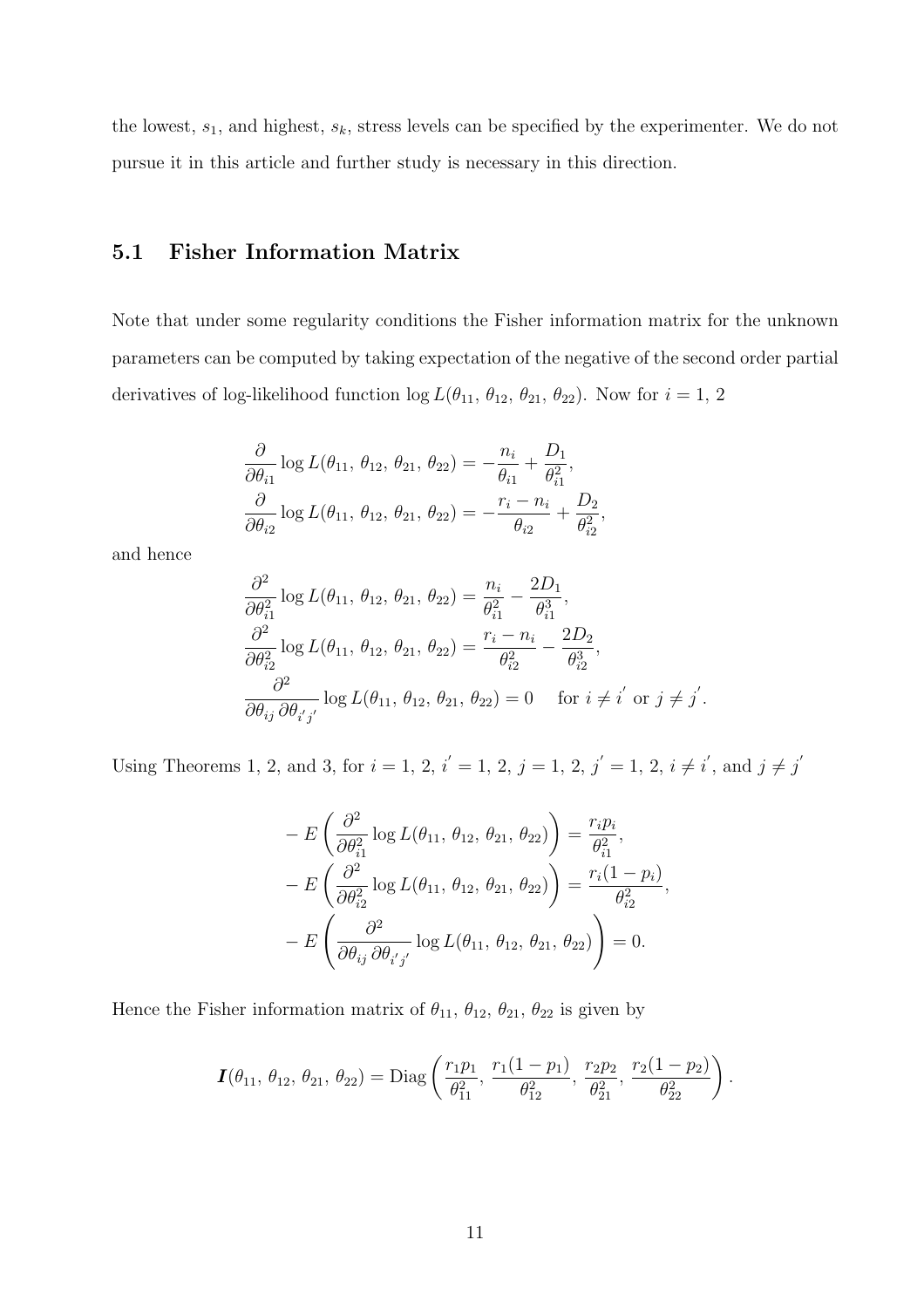the lowest, $s_1$, and highest, $s_k$, stress levels can be specified by the experimenter. We do not pursue it in this article and further study is necessary in this direction.

## 5.1 Fisher Information Matrix

Note that under some regularity conditions the Fisher information matrix for the unknown parameters can be computed by taking expectation of the negative of the second order partial derivatives of log-likelihood function $\log L(\theta_{11},\, \theta_{12},\, \theta_{21},\, \theta_{22})$. Now for $i = 1,\, 2$

$$
\begin{aligned}
\frac{\partial}{\partial \theta_{i1}} \log L(\theta_{11},\, \theta_{12},\, \theta_{21},\, \theta_{22}) &= -\frac{n_i}{\theta_{i1}} + \frac{D_1}{\theta_{i1}^2}, \\
\frac{\partial}{\partial \theta_{i2}} \log L(\theta_{11},\, \theta_{12},\, \theta_{21},\, \theta_{22}) &= -\frac{r_i - n_i}{\theta_{i2}} + \frac{D_2}{\theta_{i2}^2},
\end{aligned}
$$

and hence

$$
\begin{aligned}
\frac{\partial^2}{\partial \theta_{i1}^2} \log L(\theta_{11},\, \theta_{12},\, \theta_{21},\, \theta_{22}) &= \frac{n_i}{\theta_{i1}^2} - \frac{2D_1}{\theta_{i1}^3}, \\
\frac{\partial^2}{\partial \theta_{i2}^2} \log L(\theta_{11},\, \theta_{12},\, \theta_{21},\, \theta_{22}) &= \frac{r_i - n_i}{\theta_{i2}^2} - \frac{2D_2}{\theta_{i2}^3}, \\
\frac{\partial^2}{\partial \theta_{ij}\, \partial \theta_{i'j'}} \log L(\theta_{11},\, \theta_{12},\, \theta_{21},\, \theta_{22}) &= 0 \quad \text{ for } i \neq i' \text{ or } j \neq j'.
\end{aligned}
$$

Using Theorems 1, 2, and 3, for $i = 1,\, 2,\, i' = 1,\, 2,\, j = 1,\, 2,\, j' = 1,\, 2,\, i \neq i'$, and $j \neq j'$

$$
\begin{aligned}
-E\left(\frac{\partial^2}{\partial \theta_{i1}^2} \log L(\theta_{11},\, \theta_{12},\, \theta_{21},\, \theta_{22})\right) &= \frac{r_i p_i}{\theta_{i1}^2}, \\
-E\left(\frac{\partial^2}{\partial \theta_{i2}^2} \log L(\theta_{11},\, \theta_{12},\, \theta_{21},\, \theta_{22})\right) &= \frac{r_i(1 - p_i)}{\theta_{i2}^2}, \\
-E\left(\frac{\partial^2}{\partial \theta_{ij}\, \partial \theta_{i'j'}} \log L(\theta_{11},\, \theta_{12},\, \theta_{21},\, \theta_{22})\right) &= 0.
\end{aligned}
$$

Hence the Fisher information matrix of $\theta_{11},\, \theta_{12},\, \theta_{21},\, \theta_{22}$ is given by

$$
\boldsymbol{I}(\theta_{11},\, \theta_{12},\, \theta_{21},\, \theta_{22}) = \text{Diag}\left(\frac{r_1 p_1}{\theta_{11}^2},\, \frac{r_1(1 - p_1)}{\theta_{12}^2},\, \frac{r_2 p_2}{\theta_{21}^2},\, \frac{r_2(1 - p_2)}{\theta_{22}^2}\right).
$$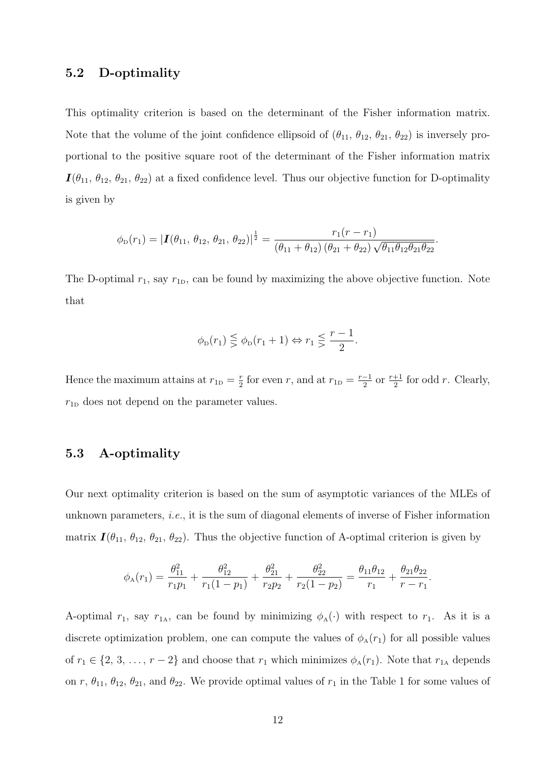### 5.2 D-optimality

This optimality criterion is based on the determinant of the Fisher information matrix. Note that the volume of the joint confidence ellipsoid of $(\theta_{11},\, \theta_{12},\, \theta_{21},\, \theta_{22})$ is inversely proportional to the positive square root of the determinant of the Fisher information matrix $\boldsymbol{I}(\theta_{11},\, \theta_{12},\, \theta_{21},\, \theta_{22})$ at a fixed confidence level. Thus our objective function for D-optimality is given by

$$\phi_{\text{D}}(r_1) = |\boldsymbol{I}(\theta_{11},\, \theta_{12},\, \theta_{21},\, \theta_{22})|^{\frac{1}{2}} = \frac{r_1(r - r_1)}{(\theta_{11} + \theta_{12})\,(\theta_{21} + \theta_{22})\sqrt{\theta_{11}\theta_{12}\theta_{21}\theta_{22}}}.$$

The D-optimal $r_1$, say $r_{1\text{D}}$, can be found by maximizing the above objective function. Note that

$$\phi_{\text{D}}(r_1) \lesseqgtr \phi_{\text{D}}(r_1 + 1) \Leftrightarrow r_1 \lesseqgtr \frac{r-1}{2}.$$

Hence the maximum attains at $r_{1\text{D}} = \frac{r}{2}$ for even $r$, and at $r_{1\text{D}} = \frac{r-1}{2}$ or $\frac{r+1}{2}$ for odd $r$. Clearly, $r_{1\text{D}}$ does not depend on the parameter values.

### 5.3 A-optimality

Our next optimality criterion is based on the sum of asymptotic variances of the MLEs of unknown parameters, *i.e.*, it is the sum of diagonal elements of inverse of Fisher information matrix $\boldsymbol{I}(\theta_{11},\, \theta_{12},\, \theta_{21},\, \theta_{22})$. Thus the objective function of A-optimal criterion is given by

$$\phi_{\text{A}}(r_1) = \frac{\theta_{11}^2}{r_1 p_1} + \frac{\theta_{12}^2}{r_1(1-p_1)} + \frac{\theta_{21}^2}{r_2 p_2} + \frac{\theta_{22}^2}{r_2(1-p_2)} = \frac{\theta_{11}\theta_{12}}{r_1} + \frac{\theta_{21}\theta_{22}}{r - r_1}.$$

A-optimal $r_1$, say $r_{1\text{A}}$, can be found by minimizing $\phi_{\text{A}}(\cdot)$ with respect to $r_1$. As it is a discrete optimization problem, one can compute the values of $\phi_{\text{A}}(r_1)$ for all possible values of $r_1 \in \{2,\, 3,\, \ldots,\, r-2\}$ and choose that $r_1$ which minimizes $\phi_{\text{A}}(r_1)$. Note that $r_{1\text{A}}$ depends on $r$, $\theta_{11}$, $\theta_{12}$, $\theta_{21}$, and $\theta_{22}$. We provide optimal values of $r_1$ in the Table 1 for some values of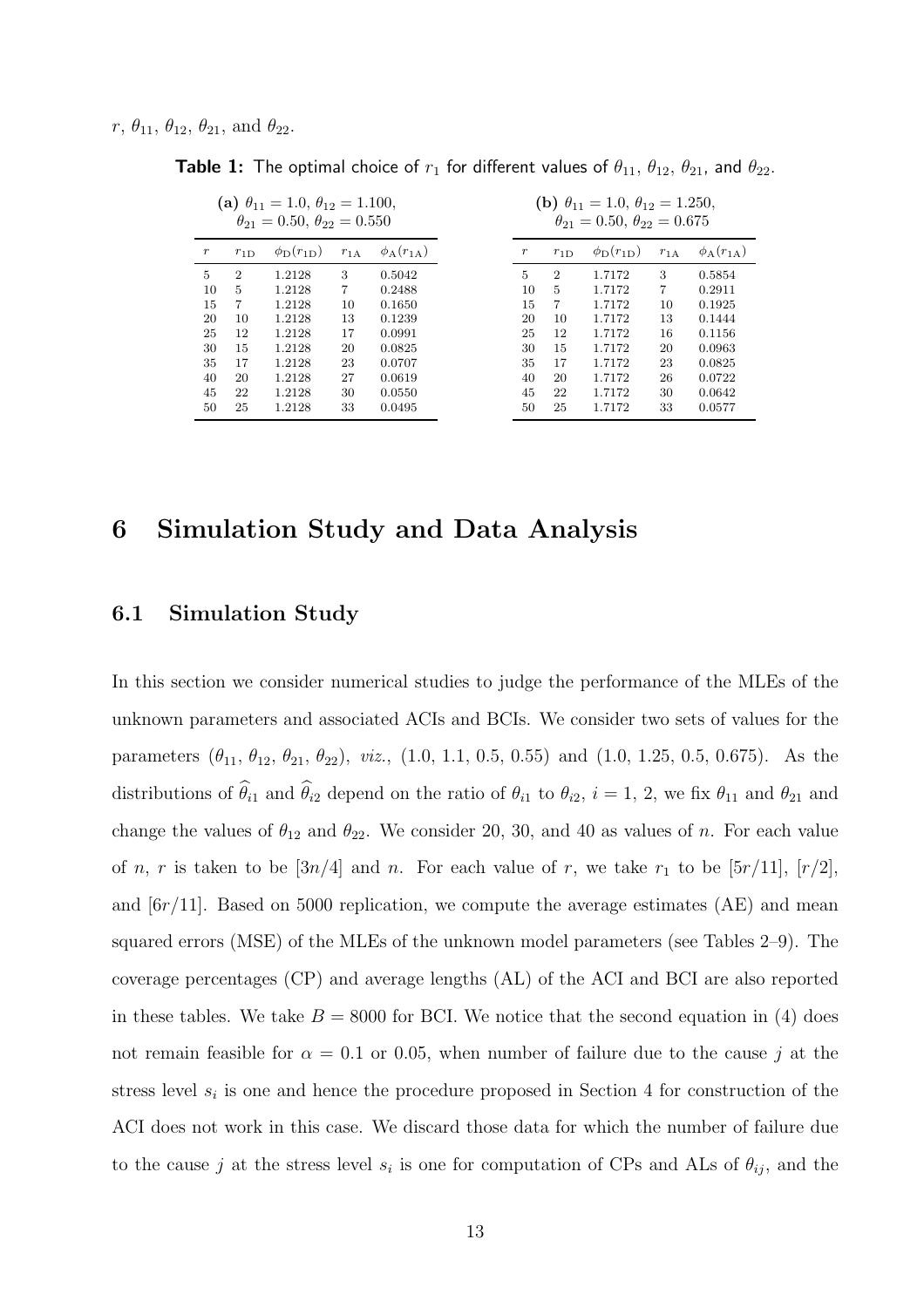$r$, $\theta_{11}$, $\theta_{12}$, $\theta_{21}$, and $\theta_{22}$.

**Table 1:** The optimal choice of $r_1$ for different values of $\theta_{11}$, $\theta_{12}$, $\theta_{21}$, and $\theta_{22}$.

(a) $\theta_{11} = 1.0$, $\theta_{12} = 1.100$, $\theta_{21} = 0.50$, $\theta_{22} = 0.550$

| $r$ | $r_{1\text{D}}$ | $\phi_{\text{D}}(r_{1\text{D}})$ | $r_{1\text{A}}$ | $\phi_{\text{A}}(r_{1\text{A}})$ |
|---|---|---|---|---|
| 5 | 2 | 1.2128 | 3 | 0.5042 |
| 10 | 5 | 1.2128 | 7 | 0.2488 |
| 15 | 7 | 1.2128 | 10 | 0.1650 |
| 20 | 10 | 1.2128 | 13 | 0.1239 |
| 25 | 12 | 1.2128 | 17 | 0.0991 |
| 30 | 15 | 1.2128 | 20 | 0.0825 |
| 35 | 17 | 1.2128 | 23 | 0.0707 |
| 40 | 20 | 1.2128 | 27 | 0.0619 |
| 45 | 22 | 1.2128 | 30 | 0.0550 |
| 50 | 25 | 1.2128 | 33 | 0.0495 |

(b) $\theta_{11} = 1.0$, $\theta_{12} = 1.250$, $\theta_{21} = 0.50$, $\theta_{22} = 0.675$

| $r$ | $r_{1\text{D}}$ | $\phi_{\text{D}}(r_{1\text{D}})$ | $r_{1\text{A}}$ | $\phi_{\text{A}}(r_{1\text{A}})$ |
|---|---|---|---|---|
| 5 | 2 | 1.7172 | 3 | 0.5854 |
| 10 | 5 | 1.7172 | 7 | 0.2911 |
| 15 | 7 | 1.7172 | 10 | 0.1925 |
| 20 | 10 | 1.7172 | 13 | 0.1444 |
| 25 | 12 | 1.7172 | 16 | 0.1156 |
| 30 | 15 | 1.7172 | 20 | 0.0963 |
| 35 | 17 | 1.7172 | 23 | 0.0825 |
| 40 | 20 | 1.7172 | 26 | 0.0722 |
| 45 | 22 | 1.7172 | 30 | 0.0642 |
| 50 | 25 | 1.7172 | 33 | 0.0577 |

# 6 Simulation Study and Data Analysis

## 6.1 Simulation Study

In this section we consider numerical studies to judge the performance of the MLEs of the unknown parameters and associated ACIs and BCIs. We consider two sets of values for the parameters $(\theta_{11}, \theta_{12}, \theta_{21}, \theta_{22})$, *viz.*, $(1.0, 1.1, 0.5, 0.55)$ and $(1.0, 1.25, 0.5, 0.675)$. As the distributions of $\widehat{\theta}_{i1}$ and $\widehat{\theta}_{i2}$ depend on the ratio of $\theta_{i1}$ to $\theta_{i2}$, $i = 1, 2$, we fix $\theta_{11}$ and $\theta_{21}$ and change the values of $\theta_{12}$ and $\theta_{22}$. We consider 20, 30, and 40 as values of $n$. For each value of $n$, $r$ is taken to be $[3n/4]$ and $n$. For each value of $r$, we take $r_1$ to be $[5r/11]$, $[r/2]$, and $[6r/11]$. Based on 5000 replication, we compute the average estimates (AE) and mean squared errors (MSE) of the MLEs of the unknown model parameters (see Tables 2–9). The coverage percentages (CP) and average lengths (AL) of the ACI and BCI are also reported in these tables. We take $B = 8000$ for BCI. We notice that the second equation in (4) does not remain feasible for $\alpha = 0.1$ or $0.05$, when number of failure due to the cause $j$ at the stress level $s_i$ is one and hence the procedure proposed in Section 4 for construction of the ACI does not work in this case. We discard those data for which the number of failure due to the cause $j$ at the stress level $s_i$ is one for computation of CPs and ALs of $\theta_{ij}$, and the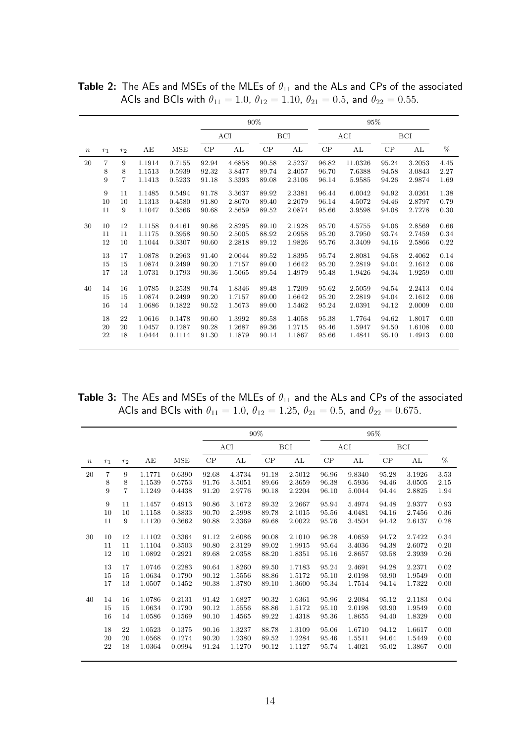**Table 2:** The AEs and MSEs of the MLEs of $\theta_{11}$ and the ALs and CPs of the associated ACIs and BCIs with $\theta_{11} = 1.0$, $\theta_{12} = 1.10$, $\theta_{21} = 0.5$, and $\theta_{22} = 0.55$.

| | | | | | 90% | | | | 95% | | | | |
|---|---|---|---|---|---|---|---|---|---|---|---|---|---|
| | | | | | ACI | | BCI | | ACI | | BCI | | |
| $n$ | $r_1$ | $r_2$ | AE | MSE | CP | AL | CP | AL | CP | AL | CP | AL | % |
| 20 | 7 | 9 | 1.1914 | 0.7155 | 92.94 | 4.6858 | 90.58 | 2.5237 | 96.82 | 11.0326 | 95.24 | 3.2053 | 4.45 |
| | 8 | 8 | 1.1513 | 0.5939 | 92.32 | 3.8477 | 89.74 | 2.4057 | 96.70 | 7.6388 | 94.58 | 3.0843 | 2.27 |
| | 9 | 7 | 1.1413 | 0.5233 | 91.18 | 3.3393 | 89.08 | 2.3106 | 96.14 | 5.9585 | 94.26 | 2.9874 | 1.69 |
| | 9 | 11 | 1.1485 | 0.5494 | 91.78 | 3.3637 | 89.92 | 2.3381 | 96.44 | 6.0042 | 94.92 | 3.0261 | 1.38 |
| | 10 | 10 | 1.1313 | 0.4580 | 91.80 | 2.8070 | 89.40 | 2.2079 | 96.14 | 4.5072 | 94.46 | 2.8797 | 0.79 |
| | 11 | 9 | 1.1047 | 0.3566 | 90.68 | 2.5659 | 89.52 | 2.0874 | 95.66 | 3.9598 | 94.08 | 2.7278 | 0.30 |
| 30 | 10 | 12 | 1.1158 | 0.4161 | 90.86 | 2.8295 | 89.10 | 2.1928 | 95.70 | 4.5755 | 94.06 | 2.8569 | 0.66 |
| | 11 | 11 | 1.1175 | 0.3958 | 90.50 | 2.5005 | 88.92 | 2.0958 | 95.20 | 3.7950 | 93.74 | 2.7459 | 0.34 |
| | 12 | 10 | 1.1044 | 0.3307 | 90.60 | 2.2818 | 89.12 | 1.9826 | 95.76 | 3.3409 | 94.16 | 2.5866 | 0.22 |
| | 13 | 17 | 1.0878 | 0.2963 | 91.40 | 2.0044 | 89.52 | 1.8395 | 95.74 | 2.8081 | 94.58 | 2.4062 | 0.14 |
| | 15 | 15 | 1.0874 | 0.2499 | 90.20 | 1.7157 | 89.00 | 1.6642 | 95.20 | 2.2819 | 94.04 | 2.1612 | 0.06 |
| | 17 | 13 | 1.0731 | 0.1793 | 90.36 | 1.5065 | 89.54 | 1.4979 | 95.48 | 1.9426 | 94.34 | 1.9259 | 0.00 |
| 40 | 14 | 16 | 1.0785 | 0.2538 | 90.74 | 1.8346 | 89.48 | 1.7209 | 95.62 | 2.5059 | 94.54 | 2.2413 | 0.04 |
| | 15 | 15 | 1.0874 | 0.2499 | 90.20 | 1.7157 | 89.00 | 1.6642 | 95.20 | 2.2819 | 94.04 | 2.1612 | 0.06 |
| | 16 | 14 | 1.0686 | 0.1822 | 90.52 | 1.5673 | 89.00 | 1.5462 | 95.24 | 2.0391 | 94.12 | 2.0009 | 0.00 |
| | 18 | 22 | 1.0616 | 0.1478 | 90.60 | 1.3992 | 89.58 | 1.4058 | 95.38 | 1.7764 | 94.62 | 1.8017 | 0.00 |
| | 20 | 20 | 1.0457 | 0.1287 | 90.28 | 1.2687 | 89.36 | 1.2715 | 95.46 | 1.5947 | 94.50 | 1.6108 | 0.00 |
| | 22 | 18 | 1.0444 | 0.1114 | 91.30 | 1.1879 | 90.14 | 1.1867 | 95.66 | 1.4841 | 95.10 | 1.4913 | 0.00 |

**Table 3:** The AEs and MSEs of the MLEs of $\theta_{11}$ and the ALs and CPs of the associated ACIs and BCIs with $\theta_{11} = 1.0$, $\theta_{12} = 1.25$, $\theta_{21} = 0.5$, and $\theta_{22} = 0.675$.

| | | | | | 90% | | | | 95% | | | | |
|---|---|---|---|---|---|---|---|---|---|---|---|---|---|
| | | | | | ACI | | BCI | | ACI | | BCI | | |
| $n$ | $r_1$ | $r_2$ | AE | MSE | CP | AL | CP | AL | CP | AL | CP | AL | % |
| 20 | 7 | 9 | 1.1771 | 0.6390 | 92.68 | 4.3734 | 91.18 | 2.5012 | 96.96 | 9.8340 | 95.28 | 3.1926 | 3.53 |
| | 8 | 8 | 1.1539 | 0.5753 | 91.76 | 3.5051 | 89.66 | 2.3659 | 96.38 | 6.5936 | 94.46 | 3.0505 | 2.15 |
| | 9 | 7 | 1.1249 | 0.4438 | 91.20 | 2.9776 | 90.18 | 2.2204 | 96.10 | 5.0044 | 94.44 | 2.8825 | 1.94 |
| | 9 | 11 | 1.1457 | 0.4913 | 90.86 | 3.1672 | 89.32 | 2.2667 | 95.94 | 5.4974 | 94.48 | 2.9377 | 0.93 |
| | 10 | 10 | 1.1158 | 0.3833 | 90.70 | 2.5998 | 89.78 | 2.1015 | 95.56 | 4.0481 | 94.16 | 2.7456 | 0.36 |
| | 11 | 9 | 1.1120 | 0.3662 | 90.88 | 2.3369 | 89.68 | 2.0022 | 95.76 | 3.4504 | 94.42 | 2.6137 | 0.28 |
| 30 | 10 | 12 | 1.1102 | 0.3364 | 91.12 | 2.6086 | 90.08 | 2.1010 | 96.28 | 4.0659 | 94.72 | 2.7422 | 0.34 |
| | 11 | 11 | 1.1104 | 0.3503 | 90.80 | 2.3129 | 89.02 | 1.9915 | 95.64 | 3.4036 | 94.38 | 2.6072 | 0.20 |
| | 12 | 10 | 1.0892 | 0.2921 | 89.68 | 2.0358 | 88.20 | 1.8351 | 95.16 | 2.8657 | 93.58 | 2.3939 | 0.26 |
| | 13 | 17 | 1.0746 | 0.2283 | 90.64 | 1.8260 | 89.50 | 1.7183 | 95.24 | 2.4691 | 94.28 | 2.2371 | 0.02 |
| | 15 | 15 | 1.0634 | 0.1790 | 90.12 | 1.5556 | 88.86 | 1.5172 | 95.10 | 2.0198 | 93.90 | 1.9549 | 0.00 |
| | 17 | 13 | 1.0507 | 0.1452 | 90.38 | 1.3780 | 89.10 | 1.3600 | 95.34 | 1.7514 | 94.14 | 1.7322 | 0.00 |
| 40 | 14 | 16 | 1.0786 | 0.2131 | 91.42 | 1.6827 | 90.32 | 1.6361 | 95.96 | 2.2084 | 95.12 | 2.1183 | 0.04 |
| | 15 | 15 | 1.0634 | 0.1790 | 90.12 | 1.5556 | 88.86 | 1.5172 | 95.10 | 2.0198 | 93.90 | 1.9549 | 0.00 |
| | 16 | 14 | 1.0586 | 0.1569 | 90.10 | 1.4565 | 89.22 | 1.4318 | 95.36 | 1.8655 | 94.40 | 1.8329 | 0.00 |
| | 18 | 22 | 1.0523 | 0.1375 | 90.16 | 1.3237 | 88.78 | 1.3109 | 95.06 | 1.6710 | 94.12 | 1.6617 | 0.00 |
| | 20 | 20 | 1.0568 | 0.1274 | 90.20 | 1.2380 | 89.52 | 1.2284 | 95.46 | 1.5511 | 94.64 | 1.5449 | 0.00 |
| | 22 | 18 | 1.0364 | 0.0994 | 91.24 | 1.1270 | 90.12 | 1.1127 | 95.74 | 1.4021 | 95.02 | 1.3867 | 0.00 |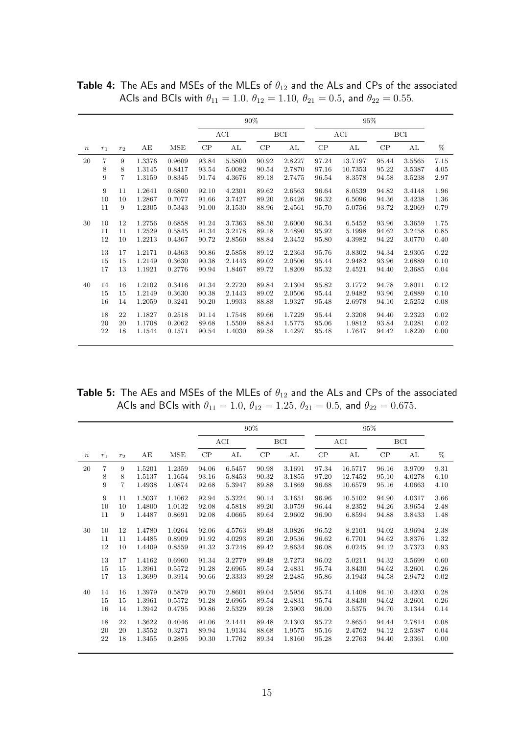**Table 4:** The AEs and MSEs of the MLEs of $\theta_{12}$ and the ALs and CPs of the associated ACIs and BCIs with $\theta_{11} = 1.0$, $\theta_{12} = 1.10$, $\theta_{21} = 0.5$, and $\theta_{22} = 0.55$.

| | | | | | 90% | | | | 95% | | | | |
|---|---|---|---|---|---|---|---|---|---|---|---|---|---|
| | | | | | ACI | | BCI | | ACI | | BCI | | |
| $n$ | $r_1$ | $r_2$ | AE | MSE | CP | AL | CP | AL | CP | AL | CP | AL | % |
| 20 | 7 | 9 | 1.3376 | 0.9609 | 93.84 | 5.5800 | 90.92 | 2.8227 | 97.24 | 13.7197 | 95.44 | 3.5565 | 7.15 |
| | 8 | 8 | 1.3145 | 0.8417 | 93.54 | 5.0082 | 90.54 | 2.7870 | 97.16 | 10.7353 | 95.22 | 3.5387 | 4.05 |
| | 9 | 7 | 1.3159 | 0.8345 | 91.74 | 4.3676 | 89.18 | 2.7475 | 96.54 | 8.3578 | 94.58 | 3.5238 | 2.97 |
| | 9 | 11 | 1.2641 | 0.6800 | 92.10 | 4.2301 | 89.62 | 2.6563 | 96.64 | 8.0539 | 94.82 | 3.4148 | 1.96 |
| | 10 | 10 | 1.2867 | 0.7077 | 91.66 | 3.7427 | 89.20 | 2.6426 | 96.32 | 6.5096 | 94.36 | 3.4238 | 1.36 |
| | 11 | 9 | 1.2305 | 0.5343 | 91.00 | 3.1530 | 88.96 | 2.4561 | 95.70 | 5.0756 | 93.72 | 3.2069 | 0.79 |
| 30 | 10 | 12 | 1.2756 | 0.6858 | 91.24 | 3.7363 | 88.50 | 2.6000 | 96.34 | 6.5452 | 93.96 | 3.3659 | 1.75 |
| | 11 | 11 | 1.2529 | 0.5845 | 91.34 | 3.2178 | 89.18 | 2.4890 | 95.92 | 5.1998 | 94.62 | 3.2458 | 0.85 |
| | 12 | 10 | 1.2213 | 0.4367 | 90.72 | 2.8560 | 88.84 | 2.3452 | 95.80 | 4.3982 | 94.22 | 3.0770 | 0.40 |
| | 13 | 17 | 1.2171 | 0.4363 | 90.86 | 2.5858 | 89.12 | 2.2363 | 95.76 | 3.8302 | 94.34 | 2.9305 | 0.22 |
| | 15 | 15 | 1.2149 | 0.3630 | 90.38 | 2.1443 | 89.02 | 2.0506 | 95.44 | 2.9482 | 93.96 | 2.6889 | 0.10 |
| | 17 | 13 | 1.1921 | 0.2776 | 90.94 | 1.8467 | 89.72 | 1.8209 | 95.32 | 2.4521 | 94.40 | 2.3685 | 0.04 |
| 40 | 14 | 16 | 1.2102 | 0.3416 | 91.34 | 2.2720 | 89.84 | 2.1304 | 95.82 | 3.1772 | 94.78 | 2.8011 | 0.12 |
| | 15 | 15 | 1.2149 | 0.3630 | 90.38 | 2.1443 | 89.02 | 2.0506 | 95.44 | 2.9482 | 93.96 | 2.6889 | 0.10 |
| | 16 | 14 | 1.2059 | 0.3241 | 90.20 | 1.9933 | 88.88 | 1.9327 | 95.48 | 2.6978 | 94.10 | 2.5252 | 0.08 |
| | 18 | 22 | 1.1827 | 0.2518 | 91.14 | 1.7548 | 89.66 | 1.7229 | 95.44 | 2.3208 | 94.40 | 2.2323 | 0.02 |
| | 20 | 20 | 1.1708 | 0.2062 | 89.68 | 1.5509 | 88.84 | 1.5775 | 95.06 | 1.9812 | 93.84 | 2.0281 | 0.02 |
| | 22 | 18 | 1.1544 | 0.1571 | 90.54 | 1.4030 | 89.58 | 1.4297 | 95.48 | 1.7647 | 94.42 | 1.8220 | 0.00 |

**Table 5:** The AEs and MSEs of the MLEs of $\theta_{12}$ and the ALs and CPs of the associated ACIs and BCIs with $\theta_{11} = 1.0$, $\theta_{12} = 1.25$, $\theta_{21} = 0.5$, and $\theta_{22} = 0.675$.

| | | | | | 90% | | | | 95% | | | | |
|---|---|---|---|---|---|---|---|---|---|---|---|---|---|
| | | | | | ACI | | BCI | | ACI | | BCI | | |
| $n$ | $r_1$ | $r_2$ | AE | MSE | CP | AL | CP | AL | CP | AL | CP | AL | % |
| 20 | 7 | 9 | 1.5201 | 1.2359 | 94.06 | 6.5457 | 90.98 | 3.1691 | 97.34 | 16.5717 | 96.16 | 3.9709 | 9.31 |
| | 8 | 8 | 1.5137 | 1.1654 | 93.16 | 5.8453 | 90.32 | 3.1855 | 97.20 | 12.7452 | 95.10 | 4.0278 | 6.10 |
| | 9 | 7 | 1.4938 | 1.0874 | 92.68 | 5.3947 | 89.88 | 3.1869 | 96.68 | 10.6579 | 95.16 | 4.0663 | 4.10 |
| | 9 | 11 | 1.5037 | 1.1062 | 92.94 | 5.3224 | 90.14 | 3.1651 | 96.96 | 10.5102 | 94.90 | 4.0317 | 3.66 |
| | 10 | 10 | 1.4800 | 1.0132 | 92.08 | 4.5818 | 89.20 | 3.0759 | 96.44 | 8.2352 | 94.26 | 3.9654 | 2.48 |
| | 11 | 9 | 1.4487 | 0.8691 | 92.08 | 4.0665 | 89.64 | 2.9602 | 96.90 | 6.8594 | 94.88 | 3.8433 | 1.48 |
| 30 | 10 | 12 | 1.4780 | 1.0264 | 92.06 | 4.5763 | 89.48 | 3.0826 | 96.52 | 8.2101 | 94.02 | 3.9694 | 2.38 |
| | 11 | 11 | 1.4485 | 0.8909 | 91.92 | 4.0293 | 89.20 | 2.9536 | 96.62 | 6.7701 | 94.62 | 3.8376 | 1.32 |
| | 12 | 10 | 1.4409 | 0.8559 | 91.32 | 3.7248 | 89.42 | 2.8634 | 96.08 | 6.0245 | 94.12 | 3.7373 | 0.93 |
| | 13 | 17 | 1.4162 | 0.6960 | 91.34 | 3.2779 | 89.48 | 2.7273 | 96.02 | 5.0211 | 94.32 | 3.5699 | 0.60 |
| | 15 | 15 | 1.3961 | 0.5572 | 91.28 | 2.6965 | 89.54 | 2.4831 | 95.74 | 3.8430 | 94.62 | 3.2601 | 0.26 |
| | 17 | 13 | 1.3699 | 0.3914 | 90.66 | 2.3333 | 89.28 | 2.2485 | 95.86 | 3.1943 | 94.58 | 2.9472 | 0.02 |
| 40 | 14 | 16 | 1.3979 | 0.5879 | 90.70 | 2.8601 | 89.04 | 2.5956 | 95.74 | 4.1408 | 94.10 | 3.4203 | 0.28 |
| | 15 | 15 | 1.3961 | 0.5572 | 91.28 | 2.6965 | 89.54 | 2.4831 | 95.74 | 3.8430 | 94.62 | 3.2601 | 0.26 |
| | 16 | 14 | 1.3942 | 0.4795 | 90.86 | 2.5329 | 89.28 | 2.3903 | 96.00 | 3.5375 | 94.70 | 3.1344 | 0.14 |
| | 18 | 22 | 1.3622 | 0.4046 | 91.06 | 2.1441 | 89.48 | 2.1303 | 95.72 | 2.8654 | 94.44 | 2.7814 | 0.08 |
| | 20 | 20 | 1.3552 | 0.3271 | 89.94 | 1.9134 | 88.68 | 1.9575 | 95.16 | 2.4762 | 94.12 | 2.5387 | 0.04 |
| | 22 | 18 | 1.3455 | 0.2895 | 90.30 | 1.7762 | 89.34 | 1.8160 | 95.28 | 2.2763 | 94.40 | 2.3361 | 0.00 |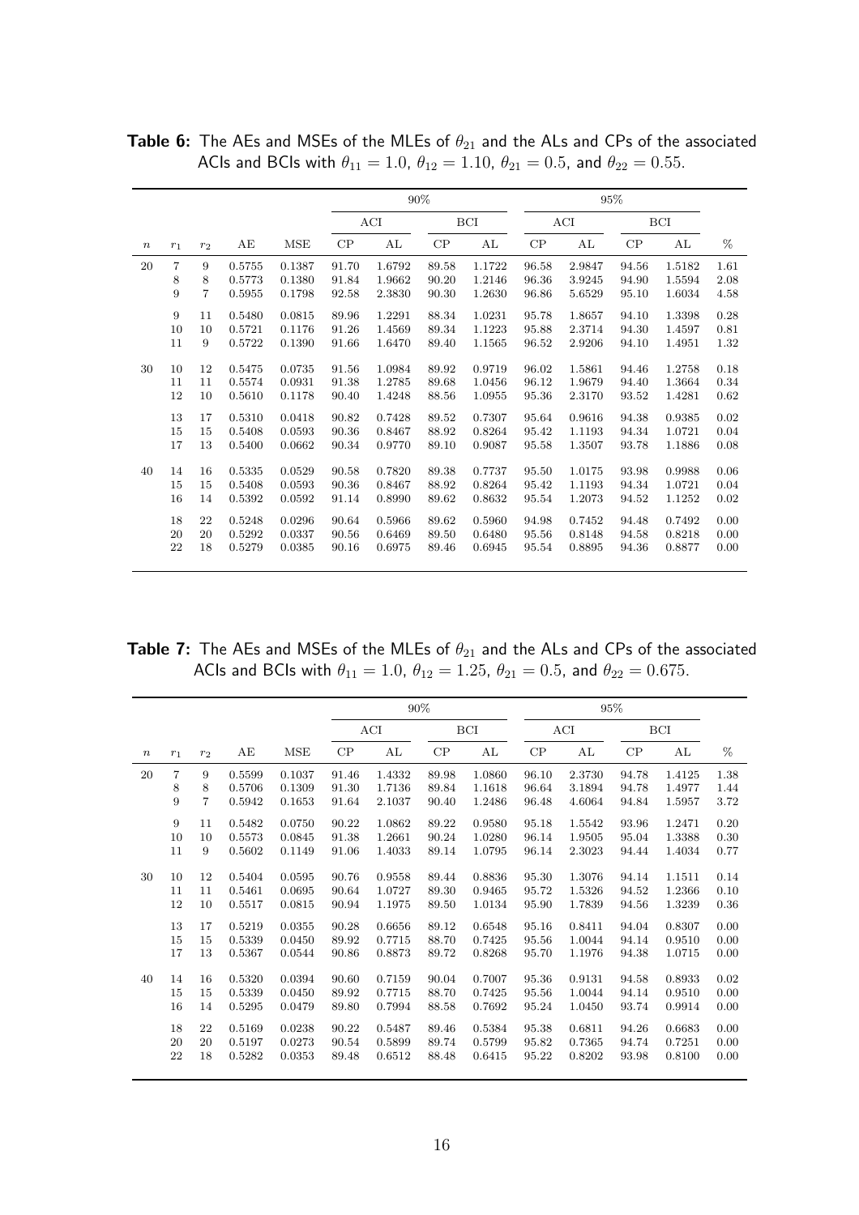**Table 6:** The AEs and MSEs of the MLEs of $\theta_{21}$ and the ALs and CPs of the associated ACIs and BCIs with $\theta_{11} = 1.0$, $\theta_{12} = 1.10$, $\theta_{21} = 0.5$, and $\theta_{22} = 0.55$.

| | | | | | 90% | | | | 95% | | | | |
|---|---|---|---|---|---|---|---|---|---|---|---|---|---|
| | | | | | ACI | | BCI | | ACI | | BCI | | |
| $n$ | $r_1$ | $r_2$ | AE | MSE | CP | AL | CP | AL | CP | AL | CP | AL | % |
| 20 | 7 | 9 | 0.5755 | 0.1387 | 91.70 | 1.6792 | 89.58 | 1.1722 | 96.58 | 2.9847 | 94.56 | 1.5182 | 1.61 |
| | 8 | 8 | 0.5773 | 0.1380 | 91.84 | 1.9662 | 90.20 | 1.2146 | 96.36 | 3.9245 | 94.90 | 1.5594 | 2.08 |
| | 9 | 7 | 0.5955 | 0.1798 | 92.58 | 2.3830 | 90.30 | 1.2630 | 96.86 | 5.6529 | 95.10 | 1.6034 | 4.58 |
| | 9 | 11 | 0.5480 | 0.0815 | 89.96 | 1.2291 | 88.34 | 1.0231 | 95.78 | 1.8657 | 94.10 | 1.3398 | 0.28 |
| | 10 | 10 | 0.5721 | 0.1176 | 91.26 | 1.4569 | 89.34 | 1.1223 | 95.88 | 2.3714 | 94.30 | 1.4597 | 0.81 |
| | 11 | 9 | 0.5722 | 0.1390 | 91.66 | 1.6470 | 89.40 | 1.1565 | 96.52 | 2.9206 | 94.10 | 1.4951 | 1.32 |
| 30 | 10 | 12 | 0.5475 | 0.0735 | 91.56 | 1.0984 | 89.92 | 0.9719 | 96.02 | 1.5861 | 94.46 | 1.2758 | 0.18 |
| | 11 | 11 | 0.5574 | 0.0931 | 91.38 | 1.2785 | 89.68 | 1.0456 | 96.12 | 1.9679 | 94.40 | 1.3664 | 0.34 |
| | 12 | 10 | 0.5610 | 0.1178 | 90.40 | 1.4248 | 88.56 | 1.0955 | 95.36 | 2.3170 | 93.52 | 1.4281 | 0.62 |
| | 13 | 17 | 0.5310 | 0.0418 | 90.82 | 0.7428 | 89.52 | 0.7307 | 95.64 | 0.9616 | 94.38 | 0.9385 | 0.02 |
| | 15 | 15 | 0.5408 | 0.0593 | 90.36 | 0.8467 | 88.92 | 0.8264 | 95.42 | 1.1193 | 94.34 | 1.0721 | 0.04 |
| | 17 | 13 | 0.5400 | 0.0662 | 90.34 | 0.9770 | 89.10 | 0.9087 | 95.58 | 1.3507 | 93.78 | 1.1886 | 0.08 |
| 40 | 14 | 16 | 0.5335 | 0.0529 | 90.58 | 0.7820 | 89.38 | 0.7737 | 95.50 | 1.0175 | 93.98 | 0.9988 | 0.06 |
| | 15 | 15 | 0.5408 | 0.0593 | 90.36 | 0.8467 | 88.92 | 0.8264 | 95.42 | 1.1193 | 94.34 | 1.0721 | 0.04 |
| | 16 | 14 | 0.5392 | 0.0592 | 91.14 | 0.8990 | 89.62 | 0.8632 | 95.54 | 1.2073 | 94.52 | 1.1252 | 0.02 |
| | 18 | 22 | 0.5248 | 0.0296 | 90.64 | 0.5966 | 89.62 | 0.5960 | 94.98 | 0.7452 | 94.48 | 0.7492 | 0.00 |
| | 20 | 20 | 0.5292 | 0.0337 | 90.56 | 0.6469 | 89.50 | 0.6480 | 95.56 | 0.8148 | 94.58 | 0.8218 | 0.00 |
| | 22 | 18 | 0.5279 | 0.0385 | 90.16 | 0.6975 | 89.46 | 0.6945 | 95.54 | 0.8895 | 94.36 | 0.8877 | 0.00 |

**Table 7:** The AEs and MSEs of the MLEs of $\theta_{21}$ and the ALs and CPs of the associated ACIs and BCIs with $\theta_{11} = 1.0$, $\theta_{12} = 1.25$, $\theta_{21} = 0.5$, and $\theta_{22} = 0.675$.

| | | | | | 90% | | | | 95% | | | | |
|---|---|---|---|---|---|---|---|---|---|---|---|---|---|
| | | | | | ACI | | BCI | | ACI | | BCI | | |
| $n$ | $r_1$ | $r_2$ | AE | MSE | CP | AL | CP | AL | CP | AL | CP | AL | % |
| 20 | 7 | 9 | 0.5599 | 0.1037 | 91.46 | 1.4332 | 89.98 | 1.0860 | 96.10 | 2.3730 | 94.78 | 1.4125 | 1.38 |
| | 8 | 8 | 0.5706 | 0.1309 | 91.30 | 1.7136 | 89.84 | 1.1618 | 96.64 | 3.1894 | 94.78 | 1.4977 | 1.44 |
| | 9 | 7 | 0.5942 | 0.1653 | 91.64 | 2.1037 | 90.40 | 1.2486 | 96.48 | 4.6064 | 94.84 | 1.5957 | 3.72 |
| | 9 | 11 | 0.5482 | 0.0750 | 90.22 | 1.0862 | 89.22 | 0.9580 | 95.18 | 1.5542 | 93.96 | 1.2471 | 0.20 |
| | 10 | 10 | 0.5573 | 0.0845 | 91.38 | 1.2661 | 90.24 | 1.0280 | 96.14 | 1.9505 | 95.04 | 1.3388 | 0.30 |
| | 11 | 9 | 0.5602 | 0.1149 | 91.06 | 1.4033 | 89.14 | 1.0795 | 96.14 | 2.3023 | 94.44 | 1.4034 | 0.77 |
| 30 | 10 | 12 | 0.5404 | 0.0595 | 90.76 | 0.9558 | 89.44 | 0.8836 | 95.30 | 1.3076 | 94.14 | 1.1511 | 0.14 |
| | 11 | 11 | 0.5461 | 0.0695 | 90.64 | 1.0727 | 89.30 | 0.9465 | 95.72 | 1.5326 | 94.52 | 1.2366 | 0.10 |
| | 12 | 10 | 0.5517 | 0.0815 | 90.94 | 1.1975 | 89.50 | 1.0134 | 95.90 | 1.7839 | 94.56 | 1.3239 | 0.36 |
| | 13 | 17 | 0.5219 | 0.0355 | 90.28 | 0.6656 | 89.12 | 0.6548 | 95.16 | 0.8411 | 94.04 | 0.8307 | 0.00 |
| | 15 | 15 | 0.5339 | 0.0450 | 89.92 | 0.7715 | 88.70 | 0.7425 | 95.56 | 1.0044 | 94.14 | 0.9510 | 0.00 |
| | 17 | 13 | 0.5367 | 0.0544 | 90.86 | 0.8873 | 89.72 | 0.8268 | 95.70 | 1.1976 | 94.38 | 1.0715 | 0.00 |
| 40 | 14 | 16 | 0.5320 | 0.0394 | 90.60 | 0.7159 | 90.04 | 0.7007 | 95.36 | 0.9131 | 94.58 | 0.8933 | 0.02 |
| | 15 | 15 | 0.5339 | 0.0450 | 89.92 | 0.7715 | 88.70 | 0.7425 | 95.56 | 1.0044 | 94.14 | 0.9510 | 0.00 |
| | 16 | 14 | 0.5295 | 0.0479 | 89.80 | 0.7994 | 88.58 | 0.7692 | 95.24 | 1.0450 | 93.74 | 0.9914 | 0.00 |
| | 18 | 22 | 0.5169 | 0.0238 | 90.22 | 0.5487 | 89.46 | 0.5384 | 95.38 | 0.6811 | 94.26 | 0.6683 | 0.00 |
| | 20 | 20 | 0.5197 | 0.0273 | 90.54 | 0.5899 | 89.74 | 0.5799 | 95.82 | 0.7365 | 94.74 | 0.7251 | 0.00 |
| | 22 | 18 | 0.5282 | 0.0353 | 89.48 | 0.6512 | 88.48 | 0.6415 | 95.22 | 0.8202 | 93.98 | 0.8100 | 0.00 |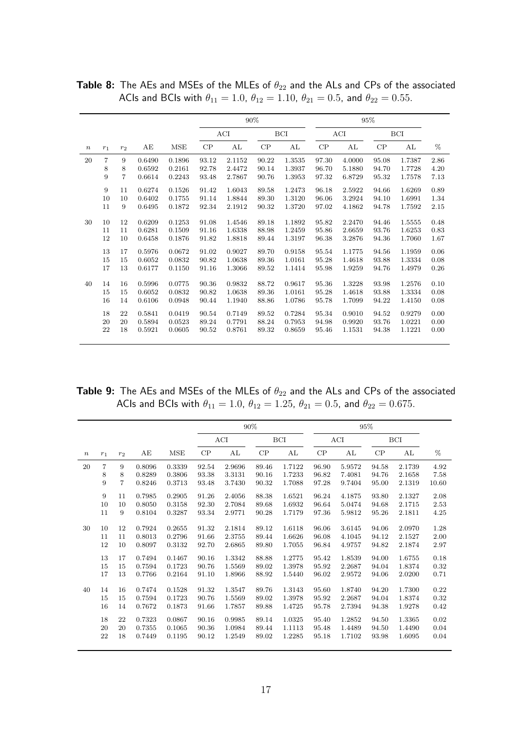**Table 8:** The AEs and MSEs of the MLEs of $\theta_{22}$ and the ALs and CPs of the associated ACIs and BCIs with $\theta_{11} = 1.0$, $\theta_{12} = 1.10$, $\theta_{21} = 0.5$, and $\theta_{22} = 0.55$.

| | | | | | 90% | | | | 95% | | | | |
|---|---|---|---|---|---|---|---|---|---|---|---|---|---|
| | | | | | ACI | | BCI | | ACI | | BCI | | |
| $n$ | $r_1$ | $r_2$ | AE | MSE | CP | AL | CP | AL | CP | AL | CP | AL | % |
| 20 | 7 | 9 | 0.6490 | 0.1896 | 93.12 | 2.1152 | 90.22 | 1.3535 | 97.30 | 4.0000 | 95.08 | 1.7387 | 2.86 |
| | 8 | 8 | 0.6592 | 0.2161 | 92.78 | 2.4472 | 90.14 | 1.3937 | 96.70 | 5.1880 | 94.70 | 1.7728 | 4.20 |
| | 9 | 7 | 0.6614 | 0.2243 | 93.48 | 2.7867 | 90.76 | 1.3953 | 97.32 | 6.8729 | 95.32 | 1.7578 | 7.13 |
| | 9 | 11 | 0.6274 | 0.1526 | 91.42 | 1.6043 | 89.58 | 1.2473 | 96.18 | 2.5922 | 94.66 | 1.6269 | 0.89 |
| | 10 | 10 | 0.6402 | 0.1755 | 91.14 | 1.8844 | 89.30 | 1.3120 | 96.06 | 3.2924 | 94.10 | 1.6991 | 1.34 |
| | 11 | 9 | 0.6495 | 0.1872 | 92.34 | 2.1912 | 90.32 | 1.3720 | 97.02 | 4.1862 | 94.78 | 1.7592 | 2.15 |
| 30 | 10 | 12 | 0.6209 | 0.1253 | 91.08 | 1.4546 | 89.18 | 1.1892 | 95.82 | 2.2470 | 94.46 | 1.5555 | 0.48 |
| | 11 | 11 | 0.6281 | 0.1509 | 91.16 | 1.6338 | 88.98 | 1.2459 | 95.86 | 2.6659 | 93.76 | 1.6253 | 0.83 |
| | 12 | 10 | 0.6458 | 0.1876 | 91.82 | 1.8818 | 89.44 | 1.3197 | 96.38 | 3.2876 | 94.36 | 1.7060 | 1.67 |
| | 13 | 17 | 0.5976 | 0.0672 | 91.02 | 0.9027 | 89.70 | 0.9158 | 95.54 | 1.1775 | 94.56 | 1.1959 | 0.06 |
| | 15 | 15 | 0.6052 | 0.0832 | 90.82 | 1.0638 | 89.36 | 1.0161 | 95.28 | 1.4618 | 93.88 | 1.3334 | 0.08 |
| | 17 | 13 | 0.6177 | 0.1150 | 91.16 | 1.3066 | 89.52 | 1.1414 | 95.98 | 1.9259 | 94.76 | 1.4979 | 0.26 |
| 40 | 14 | 16 | 0.5996 | 0.0775 | 90.36 | 0.9832 | 88.72 | 0.9617 | 95.36 | 1.3228 | 93.98 | 1.2576 | 0.10 |
| | 15 | 15 | 0.6052 | 0.0832 | 90.82 | 1.0638 | 89.36 | 1.0161 | 95.28 | 1.4618 | 93.88 | 1.3334 | 0.08 |
| | 16 | 14 | 0.6106 | 0.0948 | 90.44 | 1.1940 | 88.86 | 1.0786 | 95.78 | 1.7099 | 94.22 | 1.4150 | 0.08 |
| | 18 | 22 | 0.5841 | 0.0419 | 90.54 | 0.7149 | 89.52 | 0.7284 | 95.34 | 0.9010 | 94.52 | 0.9279 | 0.00 |
| | 20 | 20 | 0.5894 | 0.0523 | 89.24 | 0.7791 | 88.24 | 0.7953 | 94.98 | 0.9920 | 93.76 | 1.0221 | 0.00 |
| | 22 | 18 | 0.5921 | 0.0605 | 90.52 | 0.8761 | 89.32 | 0.8659 | 95.46 | 1.1531 | 94.38 | 1.1221 | 0.00 |

**Table 9:** The AEs and MSEs of the MLEs of $\theta_{22}$ and the ALs and CPs of the associated ACIs and BCIs with $\theta_{11} = 1.0$, $\theta_{12} = 1.25$, $\theta_{21} = 0.5$, and $\theta_{22} = 0.675$.

| | | | | | 90% | | | | 95% | | | | |
|---|---|---|---|---|---|---|---|---|---|---|---|---|---|
| | | | | | ACI | | BCI | | ACI | | BCI | | |
| $n$ | $r_1$ | $r_2$ | AE | MSE | CP | AL | CP | AL | CP | AL | CP | AL | % |
| 20 | 7 | 9 | 0.8096 | 0.3339 | 92.54 | 2.9696 | 89.46 | 1.7122 | 96.90 | 5.9572 | 94.58 | 2.1739 | 4.92 |
| | 8 | 8 | 0.8289 | 0.3806 | 93.38 | 3.3131 | 90.16 | 1.7233 | 96.82 | 7.4081 | 94.76 | 2.1658 | 7.58 |
| | 9 | 7 | 0.8246 | 0.3713 | 93.48 | 3.7430 | 90.32 | 1.7088 | 97.28 | 9.7404 | 95.00 | 2.1319 | 10.60 |
| | 9 | 11 | 0.7985 | 0.2905 | 91.26 | 2.4056 | 88.38 | 1.6521 | 96.24 | 4.1875 | 93.80 | 2.1327 | 2.08 |
| | 10 | 10 | 0.8050 | 0.3158 | 92.30 | 2.7084 | 89.68 | 1.6932 | 96.64 | 5.0474 | 94.68 | 2.1715 | 2.53 |
| | 11 | 9 | 0.8104 | 0.3287 | 93.34 | 2.9771 | 90.28 | 1.7179 | 97.36 | 5.9812 | 95.26 | 2.1811 | 4.25 |
| 30 | 10 | 12 | 0.7924 | 0.2655 | 91.32 | 2.1814 | 89.12 | 1.6118 | 96.06 | 3.6145 | 94.06 | 2.0970 | 1.28 |
| | 11 | 11 | 0.8013 | 0.2796 | 91.66 | 2.3755 | 89.44 | 1.6626 | 96.08 | 4.1045 | 94.12 | 2.1527 | 2.00 |
| | 12 | 10 | 0.8097 | 0.3132 | 92.70 | 2.6865 | 89.80 | 1.7055 | 96.84 | 4.9757 | 94.82 | 2.1874 | 2.97 |
| | 13 | 17 | 0.7494 | 0.1467 | 90.16 | 1.3342 | 88.88 | 1.2775 | 95.42 | 1.8539 | 94.00 | 1.6755 | 0.18 |
| | 15 | 15 | 0.7594 | 0.1723 | 90.76 | 1.5569 | 89.02 | 1.3978 | 95.92 | 2.2687 | 94.04 | 1.8374 | 0.32 |
| | 17 | 13 | 0.7766 | 0.2164 | 91.10 | 1.8966 | 88.92 | 1.5440 | 96.02 | 2.9572 | 94.06 | 2.0200 | 0.71 |
| 40 | 14 | 16 | 0.7474 | 0.1528 | 91.32 | 1.3547 | 89.76 | 1.3143 | 95.60 | 1.8740 | 94.20 | 1.7300 | 0.22 |
| | 15 | 15 | 0.7594 | 0.1723 | 90.76 | 1.5569 | 89.02 | 1.3978 | 95.92 | 2.2687 | 94.04 | 1.8374 | 0.32 |
| | 16 | 14 | 0.7672 | 0.1873 | 91.66 | 1.7857 | 89.88 | 1.4725 | 95.78 | 2.7394 | 94.38 | 1.9278 | 0.42 |
| | 18 | 22 | 0.7323 | 0.0867 | 90.16 | 0.9985 | 89.14 | 1.0325 | 95.40 | 1.2852 | 94.50 | 1.3365 | 0.02 |
| | 20 | 20 | 0.7355 | 0.1065 | 90.36 | 1.0984 | 89.44 | 1.1113 | 95.48 | 1.4489 | 94.50 | 1.4490 | 0.04 |
| | 22 | 18 | 0.7449 | 0.1195 | 90.12 | 1.2549 | 89.02 | 1.2285 | 95.18 | 1.7102 | 93.98 | 1.6095 | 0.04 |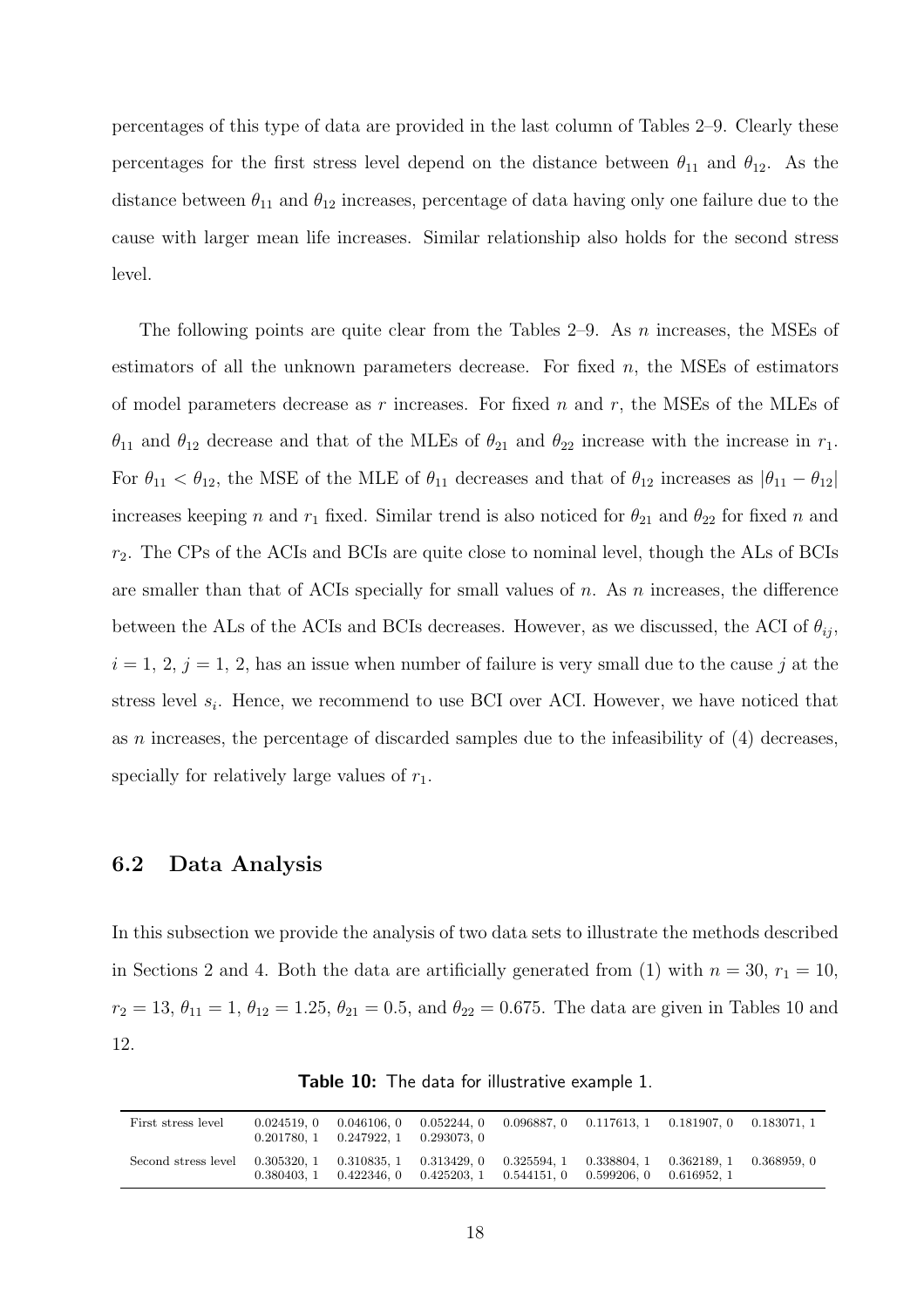percentages of this type of data are provided in the last column of Tables 2–9. Clearly these percentages for the first stress level depend on the distance between $\theta_{11}$ and $\theta_{12}$. As the distance between $\theta_{11}$ and $\theta_{12}$ increases, percentage of data having only one failure due to the cause with larger mean life increases. Similar relationship also holds for the second stress level.

The following points are quite clear from the Tables 2–9. As $n$ increases, the MSEs of estimators of all the unknown parameters decrease. For fixed $n$, the MSEs of estimators of model parameters decrease as $r$ increases. For fixed $n$ and $r$, the MSEs of the MLEs of $\theta_{11}$ and $\theta_{12}$ decrease and that of the MLEs of $\theta_{21}$ and $\theta_{22}$ increase with the increase in $r_1$. For $\theta_{11} < \theta_{12}$, the MSE of the MLE of $\theta_{11}$ decreases and that of $\theta_{12}$ increases as $|\theta_{11} - \theta_{12}|$ increases keeping $n$ and $r_1$ fixed. Similar trend is also noticed for $\theta_{21}$ and $\theta_{22}$ for fixed $n$ and $r_2$. The CPs of the ACIs and BCIs are quite close to nominal level, though the ALs of BCIs are smaller than that of ACIs specially for small values of $n$. As $n$ increases, the difference between the ALs of the ACIs and BCIs decreases. However, as we discussed, the ACI of $\theta_{ij}$, $i = 1, 2, j = 1, 2$, has an issue when number of failure is very small due to the cause $j$ at the stress level $s_i$. Hence, we recommend to use BCI over ACI. However, we have noticed that as $n$ increases, the percentage of discarded samples due to the infeasibility of (4) decreases, specially for relatively large values of $r_1$.

### 6.2 Data Analysis

In this subsection we provide the analysis of two data sets to illustrate the methods described in Sections 2 and 4. Both the data are artificially generated from (1) with $n = 30$, $r_1 = 10$, $r_2 = 13$, $\theta_{11} = 1$, $\theta_{12} = 1.25$, $\theta_{21} = 0.5$, and $\theta_{22} = 0.675$. The data are given in Tables 10 and 12.

**Table 10:** The data for illustrative example 1.

| | | | | | | | |
|---|---|---|---|---|---|---|---|
| First stress level | 0.024519, 0 | 0.046106, 0 | 0.052244, 0 | 0.096887, 0 | 0.117613, 1 | 0.181907, 0 | 0.183071, 1 |
| | 0.201780, 1 | 0.247922, 1 | 0.293073, 0 | | | | |
| Second stress level | 0.305320, 1 | 0.310835, 1 | 0.313429, 0 | 0.325594, 1 | 0.338804, 1 | 0.362189, 1 | 0.368959, 0 |
| | 0.380403, 1 | 0.422346, 0 | 0.425203, 1 | 0.544151, 0 | 0.599206, 0 | 0.616952, 1 | |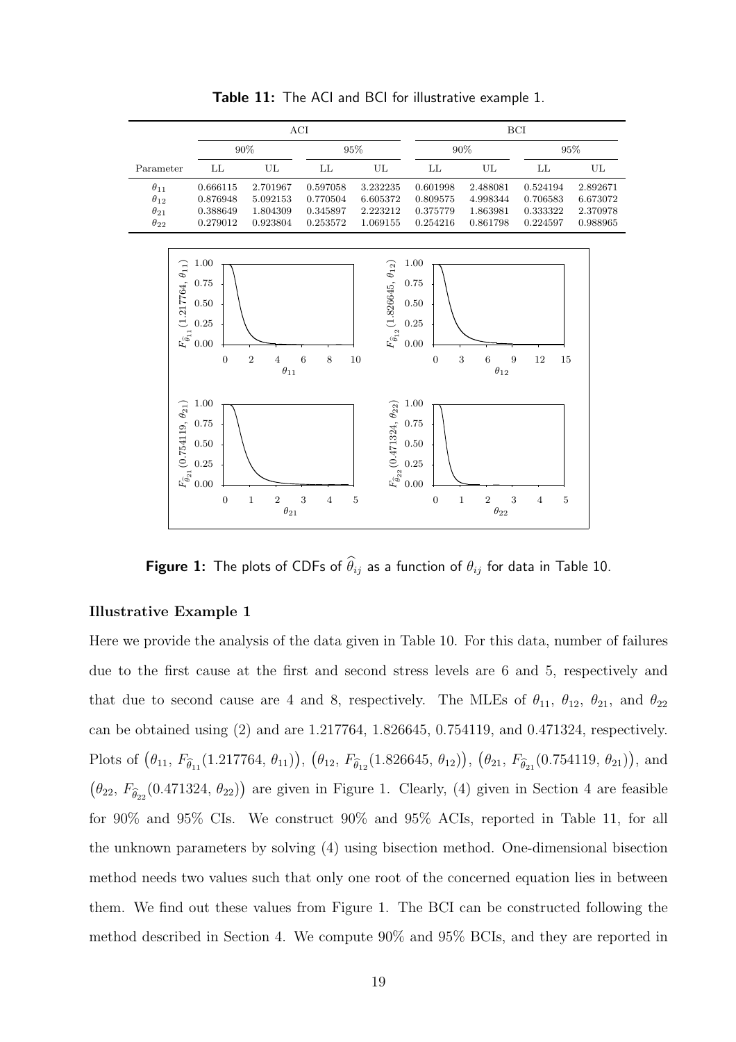**Table 11:** The ACI and BCI for illustrative example 1.

| | ACI | | | | BCI | | | |
|---|---|---|---|---|---|---|---|---|
| | 90% | | 95% | | 90% | | 95% | |
| Parameter | LL | UL | LL | UL | LL | UL | LL | UL |
| $\theta_{11}$ | 0.666115 | 2.701967 | 0.597058 | 3.232235 | 0.601998 | 2.488081 | 0.524194 | 2.892671 |
| $\theta_{12}$ | 0.876948 | 5.092153 | 0.770504 | 6.605372 | 0.809575 | 4.998344 | 0.706583 | 6.673072 |
| $\theta_{21}$ | 0.388649 | 1.804309 | 0.345897 | 2.223212 | 0.375779 | 1.863981 | 0.333322 | 2.370978 |
| $\theta_{22}$ | 0.279012 | 0.923804 | 0.253572 | 1.069155 | 0.254216 | 0.861798 | 0.224597 | 0.988965 |

**Figure 1:** The plots of CDFs of $\widehat{\theta}_{ij}$ as a function of $\theta_{ij}$ for data in Table 10.

**Illustrative Example 1**

Here we provide the analysis of the data given in Table 10. For this data, number of failures due to the first cause at the first and second stress levels are 6 and 5, respectively and that due to second cause are 4 and 8, respectively. The MLEs of $\theta_{11}$, $\theta_{12}$, $\theta_{21}$, and $\theta_{22}$ can be obtained using (2) and are 1.217764, 1.826645, 0.754119, and 0.471324, respectively. Plots of $\big(\theta_{11},\, F_{\widehat{\theta}_{11}}(1.217764,\, \theta_{11})\big)$, $\big(\theta_{12},\, F_{\widehat{\theta}_{12}}(1.826645,\, \theta_{12})\big)$, $\big(\theta_{21},\, F_{\widehat{\theta}_{21}}(0.754119,\, \theta_{21})\big)$, and $\big(\theta_{22},\, F_{\widehat{\theta}_{22}}(0.471324,\, \theta_{22})\big)$ are given in Figure 1. Clearly, (4) given in Section 4 are feasible for 90% and 95% CIs. We construct 90% and 95% ACIs, reported in Table 11, for all the unknown parameters by solving (4) using bisection method. One-dimensional bisection method needs two values such that only one root of the concerned equation lies in between them. We find out these values from Figure 1. The BCI can be constructed following the method described in Section 4. We compute 90% and 95% BCIs, and they are reported in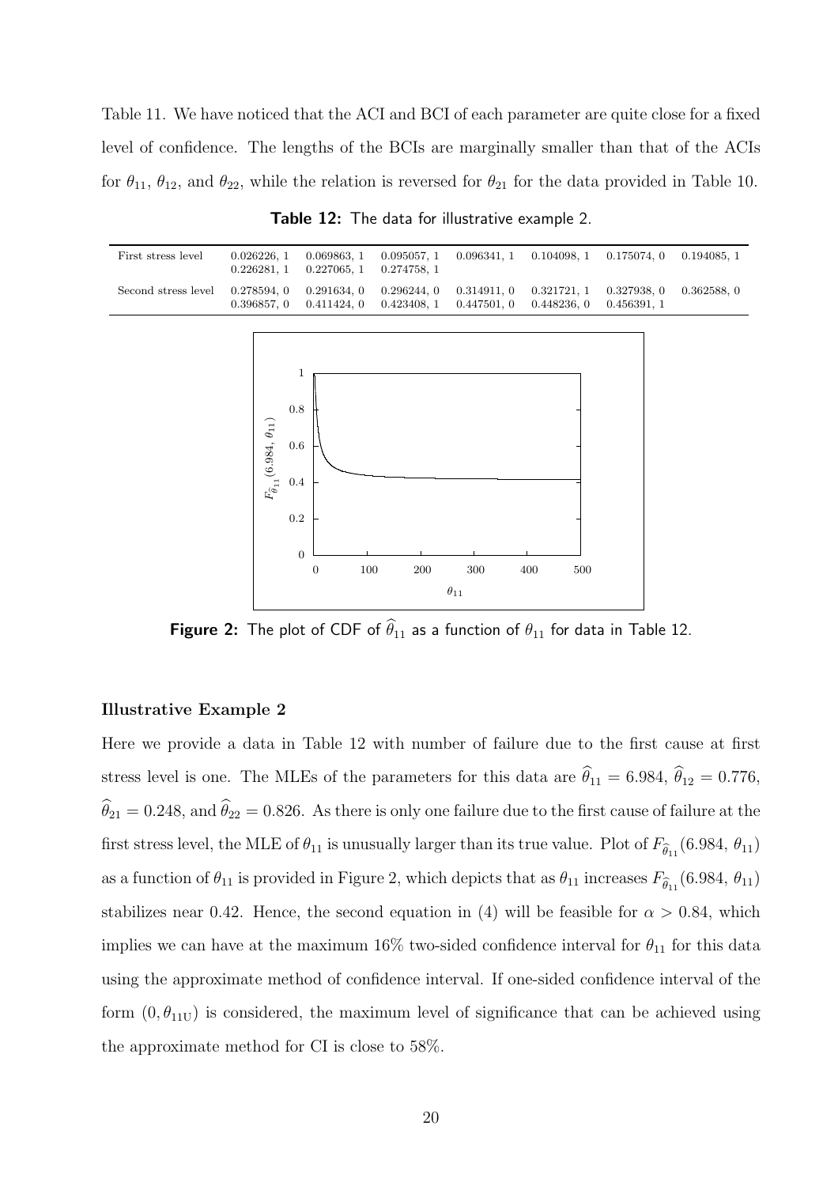Table 11. We have noticed that the ACI and BCI of each parameter are quite close for a fixed level of confidence. The lengths of the BCIs are marginally smaller than that of the ACIs for $\theta_{11}$, $\theta_{12}$, and $\theta_{22}$, while the relation is reversed for $\theta_{21}$ for the data provided in Table 10.

**Table 12:** The data for illustrative example 2.

| | | | | | | | |
|---|---|---|---|---|---|---|---|
| First stress level | 0.026226, 1 | 0.069863, 1 | 0.095057, 1 | 0.096341, 1 | 0.104098, 1 | 0.175074, 0 | 0.194085, 1 |
| | 0.226281, 1 | 0.227065, 1 | 0.274758, 1 | | | | |
| Second stress level | 0.278594, 0 | 0.291634, 0 | 0.296244, 0 | 0.314911, 0 | 0.321721, 1 | 0.327938, 0 | 0.362588, 0 |
| | 0.396857, 0 | 0.411424, 0 | 0.423408, 1 | 0.447501, 0 | 0.448236, 0 | 0.456391, 1 | |

**Figure 2:** The plot of CDF of $\widehat{\theta}_{11}$ as a function of $\theta_{11}$ for data in Table 12.

#### Illustrative Example 2

Here we provide a data in Table 12 with number of failure due to the first cause at first stress level is one. The MLEs of the parameters for this data are $\widehat{\theta}_{11} = 6.984$, $\widehat{\theta}_{12} = 0.776$, $\widehat{\theta}_{21} = 0.248$, and $\widehat{\theta}_{22} = 0.826$. As there is only one failure due to the first cause of failure at the first stress level, the MLE of $\theta_{11}$ is unusually larger than its true value. Plot of $F_{\widehat{\theta}_{11}}(6.984,\, \theta_{11})$ as a function of $\theta_{11}$ is provided in Figure 2, which depicts that as $\theta_{11}$ increases $F_{\widehat{\theta}_{11}}(6.984,\, \theta_{11})$ stabilizes near 0.42. Hence, the second equation in (4) will be feasible for $\alpha > 0.84$, which implies we can have at the maximum 16% two-sided confidence interval for $\theta_{11}$ for this data using the approximate method of confidence interval. If one-sided confidence interval of the form $(0, \theta_{11\text{U}})$ is considered, the maximum level of significance that can be achieved using the approximate method for CI is close to 58%.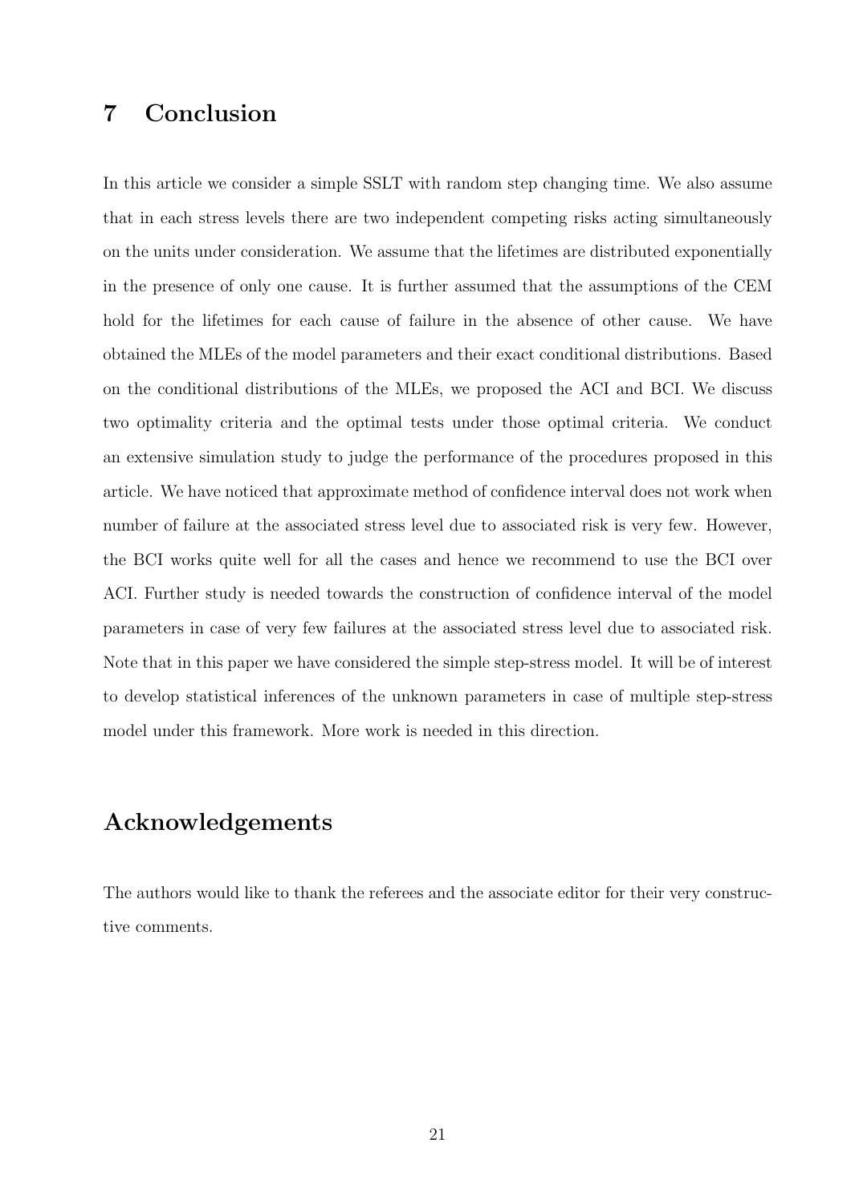## 7 Conclusion

In this article we consider a simple SSLT with random step changing time. We also assume that in each stress levels there are two independent competing risks acting simultaneously on the units under consideration. We assume that the lifetimes are distributed exponentially in the presence of only one cause. It is further assumed that the assumptions of the CEM hold for the lifetimes for each cause of failure in the absence of other cause. We have obtained the MLEs of the model parameters and their exact conditional distributions. Based on the conditional distributions of the MLEs, we proposed the ACI and BCI. We discuss two optimality criteria and the optimal tests under those optimal criteria. We conduct an extensive simulation study to judge the performance of the procedures proposed in this article. We have noticed that approximate method of confidence interval does not work when number of failure at the associated stress level due to associated risk is very few. However, the BCI works quite well for all the cases and hence we recommend to use the BCI over ACI. Further study is needed towards the construction of confidence interval of the model parameters in case of very few failures at the associated stress level due to associated risk. Note that in this paper we have considered the simple step-stress model. It will be of interest to develop statistical inferences of the unknown parameters in case of multiple step-stress model under this framework. More work is needed in this direction.

## Acknowledgements

The authors would like to thank the referees and the associate editor for their very constructive comments.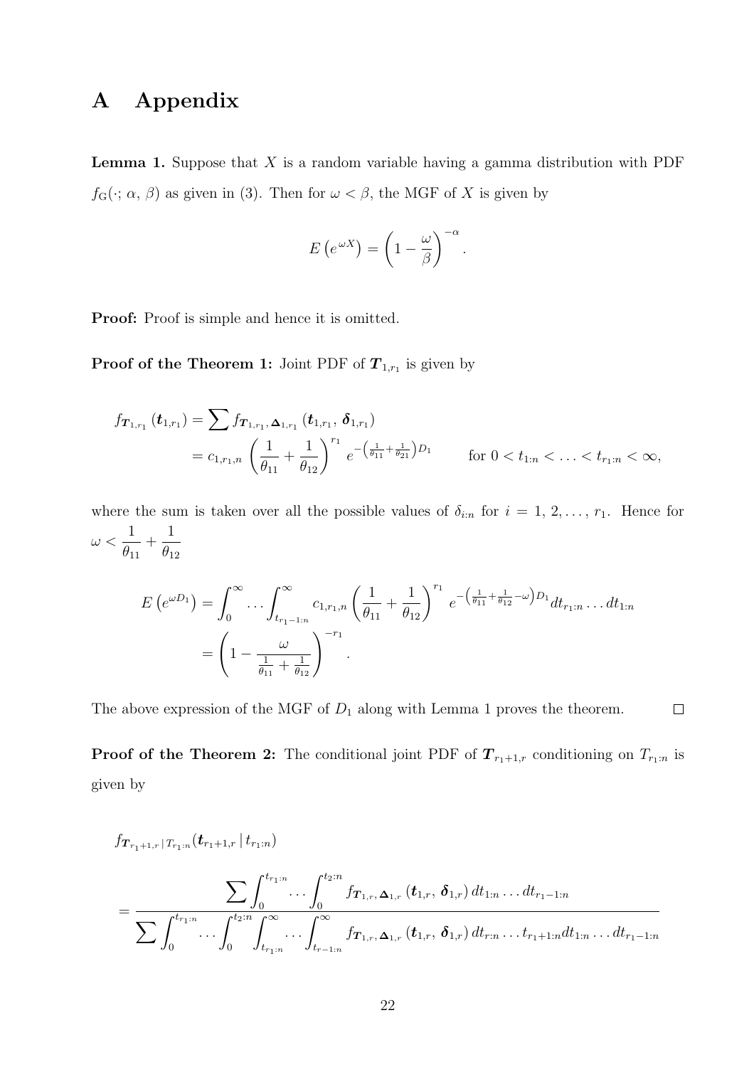# A Appendix

**Lemma 1.** Suppose that $X$ is a random variable having a gamma distribution with PDF $f_{\text{G}}(\cdot;\, \alpha,\, \beta)$ as given in (3). Then for $\omega < \beta$, the MGF of $X$ is given by

$$E\left(e^{\omega X}\right) = \left(1 - \frac{\omega}{\beta}\right)^{-\alpha}.$$

**Proof:** Proof is simple and hence it is omitted.

**Proof of the Theorem 1:** Joint PDF of $\boldsymbol{T}_{1,r_1}$ is given by

$$\begin{aligned}
f_{\boldsymbol{T}_{1,r_1}}\left(\boldsymbol{t}_{1,r_1}\right) &= \sum f_{\boldsymbol{T}_{1,r_1},\,\boldsymbol{\Delta}_{1,r_1}}\left(\boldsymbol{t}_{1,r_1},\, \boldsymbol{\delta}_{1,r_1}\right) \\
&= c_{1,r_1,n}\left(\frac{1}{\theta_{11}} + \frac{1}{\theta_{12}}\right)^{r_1} e^{-\left(\frac{1}{\theta_{11}} + \frac{1}{\theta_{21}}\right)D_1} \qquad \text{for } 0 < t_{1:n} < \ldots < t_{r_1:n} < \infty,
\end{aligned}$$

where the sum is taken over all the possible values of $\delta_{i:n}$ for $i = 1,\, 2,\, \ldots,\, r_1$. Hence for $\omega < \dfrac{1}{\theta_{11}} + \dfrac{1}{\theta_{12}}$

$$\begin{aligned}
E\left(e^{\omega D_1}\right) &= \int_0^\infty \ldots \int_{t_{r_1-1:n}}^\infty c_{1,r_1,n}\left(\frac{1}{\theta_{11}} + \frac{1}{\theta_{12}}\right)^{r_1} e^{-\left(\frac{1}{\theta_{11}} + \frac{1}{\theta_{12}} - \omega\right)D_1} dt_{r_1:n} \ldots dt_{1:n} \\
&= \left(1 - \frac{\omega}{\frac{1}{\theta_{11}} + \frac{1}{\theta_{12}}}\right)^{-r_1}.
\end{aligned}$$

The above expression of the MGF of $D_1$ along with Lemma 1 proves the theorem. $\square$

**Proof of the Theorem 2:** The conditional joint PDF of $\boldsymbol{T}_{r_1+1,r}$ conditioning on $T_{r_1:n}$ is given by

$$f_{\boldsymbol{T}_{r_1+1,r}\,|\,T_{r_1:n}}(\boldsymbol{t}_{r_1+1,r}\,|\,t_{r_1:n})$$

$$= \frac{\sum \int_0^{t_{r_1:n}} \ldots \int_0^{t_{2:n}} f_{\boldsymbol{T}_{1,r},\,\boldsymbol{\Delta}_{1,r}}\left(\boldsymbol{t}_{1,r},\, \boldsymbol{\delta}_{1,r}\right) dt_{1:n} \ldots dt_{r_1-1:n}}{\sum \int_0^{t_{r_1:n}} \ldots \int_0^{t_{2:n}} \int_{t_{r_1:n}}^\infty \ldots \int_{t_{r-1:n}}^\infty f_{\boldsymbol{T}_{1,r},\,\boldsymbol{\Delta}_{1,r}}\left(\boldsymbol{t}_{1,r},\, \boldsymbol{\delta}_{1,r}\right) dt_{r:n} \ldots t_{r_1+1:n} dt_{1:n} \ldots dt_{r_1-1:n}}$$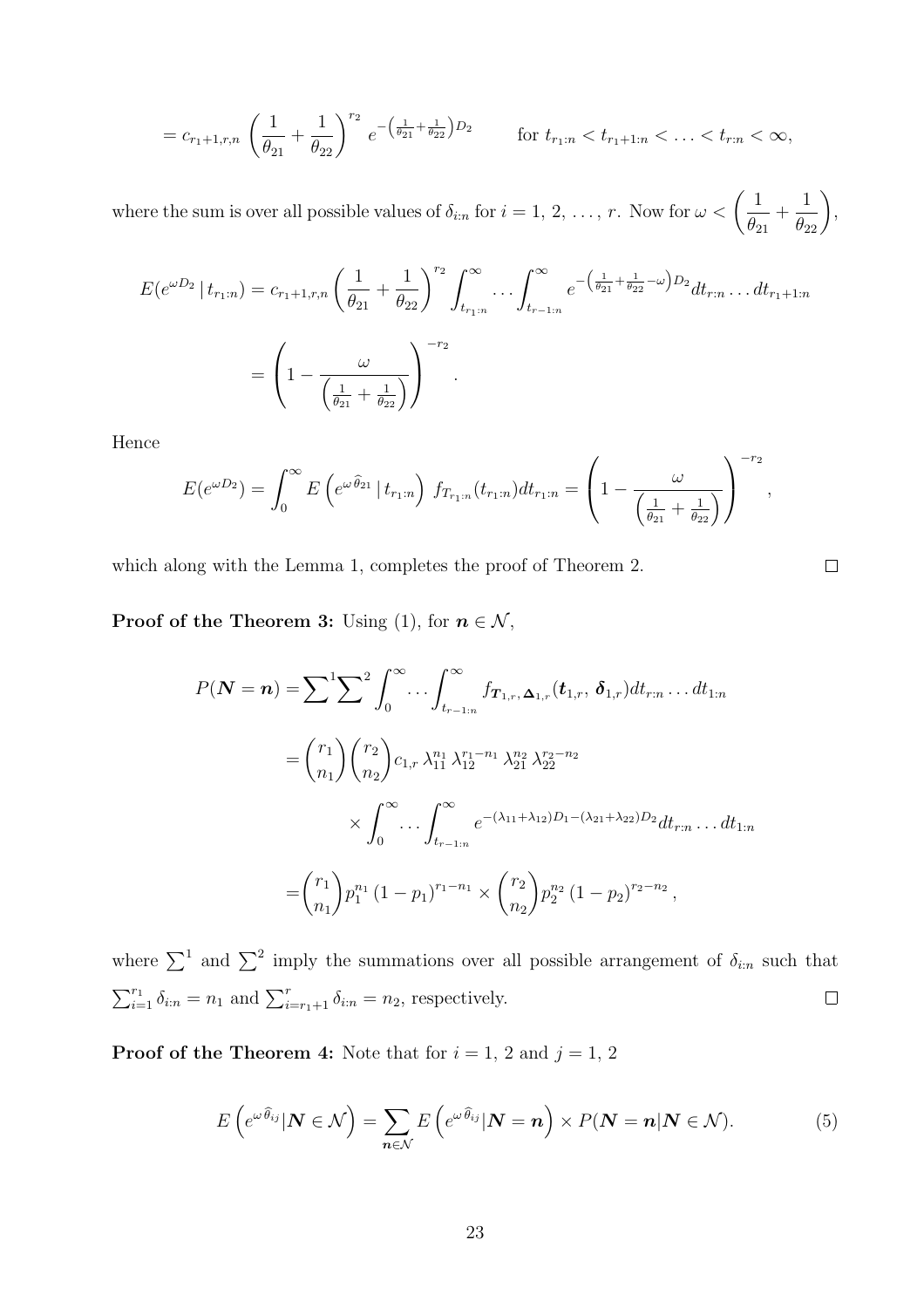$$= c_{r_1+1,r,n} \left(\frac{1}{\theta_{21}} + \frac{1}{\theta_{22}}\right)^{r_2} e^{-\left(\frac{1}{\theta_{21}}+\frac{1}{\theta_{22}}\right)D_2} \qquad \text{for } t_{r_1:n} < t_{r_1+1:n} < \ldots < t_{r:n} < \infty,$$

where the sum is over all possible values of $\delta_{i:n}$ for $i = 1, 2, \ldots, r$. Now for $\omega < \left(\dfrac{1}{\theta_{21}} + \dfrac{1}{\theta_{22}}\right)$,

$$E(e^{\omega D_2} \,|\, t_{r_1:n}) = c_{r_1+1,r,n} \left(\frac{1}{\theta_{21}} + \frac{1}{\theta_{22}}\right)^{r_2} \int_{t_{r_1:n}}^{\infty} \ldots \int_{t_{r-1:n}}^{\infty} e^{-\left(\frac{1}{\theta_{21}}+\frac{1}{\theta_{22}}-\omega\right)D_2} dt_{r:n} \ldots dt_{r_1+1:n}$$

$$= \left(1 - \frac{\omega}{\left(\frac{1}{\theta_{21}} + \frac{1}{\theta_{22}}\right)}\right)^{-r_2}.$$

Hence

$$E(e^{\omega D_2}) = \int_0^{\infty} E\left(e^{\omega \widehat{\theta}_{21}} \,|\, t_{r_1:n}\right) \, f_{T_{r_1:n}}(t_{r_1:n}) dt_{r_1:n} = \left(1 - \frac{\omega}{\left(\frac{1}{\theta_{21}} + \frac{1}{\theta_{22}}\right)}\right)^{-r_2},$$

which along with the Lemma 1, completes the proof of Theorem 2. $\square$

**Proof of the Theorem 3:** Using (1), for $\boldsymbol{n} \in \mathcal{N}$,

$$P(\boldsymbol{N} = \boldsymbol{n}) = \sum\nolimits^1 \sum\nolimits^2 \int_0^{\infty} \ldots \int_{t_{r-1:n}}^{\infty} f_{\boldsymbol{T}_{1,r},\, \boldsymbol{\Delta}_{1,r}}(\boldsymbol{t}_{1,r},\, \boldsymbol{\delta}_{1,r}) dt_{r:n} \ldots dt_{1:n}$$

$$= \binom{r_1}{n_1}\binom{r_2}{n_2} c_{1,r}\, \lambda_{11}^{n_1}\, \lambda_{12}^{r_1-n_1}\, \lambda_{21}^{n_2}\, \lambda_{22}^{r_2-n_2}$$

$$\times \int_0^{\infty} \ldots \int_{t_{r-1:n}}^{\infty} e^{-(\lambda_{11}+\lambda_{12})D_1 - (\lambda_{21}+\lambda_{22})D_2} dt_{r:n} \ldots dt_{1:n}$$

$$= \binom{r_1}{n_1} p_1^{n_1} \left(1 - p_1\right)^{r_1-n_1} \times \binom{r_2}{n_2} p_2^{n_2} \left(1 - p_2\right)^{r_2-n_2},$$

where $\sum^1$ and $\sum^2$ imply the summations over all possible arrangement of $\delta_{i:n}$ such that $\sum_{i=1}^{r_1} \delta_{i:n} = n_1$ and $\sum_{i=r_1+1}^{r} \delta_{i:n} = n_2$, respectively. $\square$

**Proof of the Theorem 4:** Note that for $i = 1, 2$ and $j = 1, 2$

$$E\left(e^{\omega \widehat{\theta}_{ij}} | \boldsymbol{N} \in \mathcal{N}\right) = \sum_{\boldsymbol{n} \in \mathcal{N}} E\left(e^{\omega \widehat{\theta}_{ij}} | \boldsymbol{N} = \boldsymbol{n}\right) \times P(\boldsymbol{N} = \boldsymbol{n} | \boldsymbol{N} \in \mathcal{N}). \tag{5}$$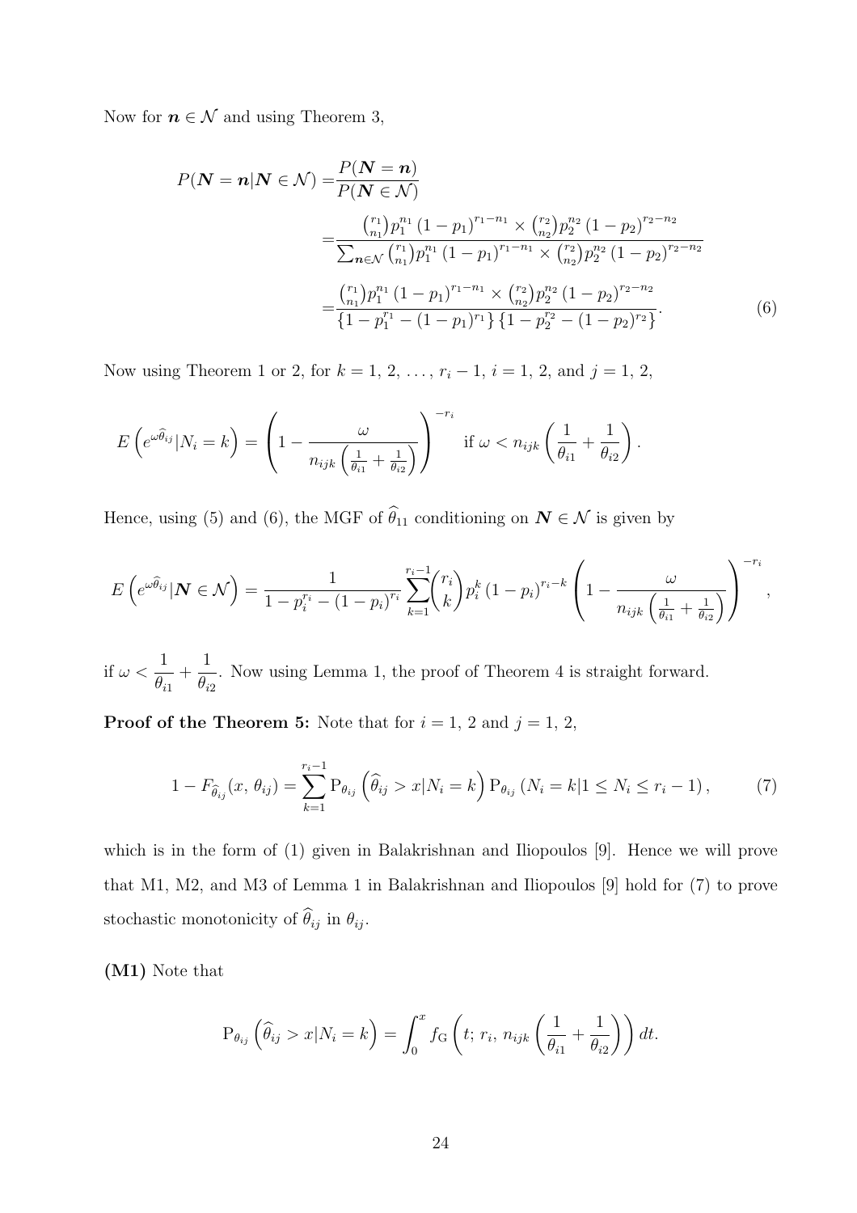Now for $\boldsymbol{n} \in \mathcal{N}$ and using Theorem 3,

$$
\begin{aligned}
P(\boldsymbol{N} = \boldsymbol{n} | \boldsymbol{N} \in \mathcal{N}) =& \frac{P(\boldsymbol{N} = \boldsymbol{n})}{P(\boldsymbol{N} \in \mathcal{N})} \\
=& \frac{\binom{r_1}{n_1} p_1^{n_1} (1 - p_1)^{r_1 - n_1} \times \binom{r_2}{n_2} p_2^{n_2} (1 - p_2)^{r_2 - n_2}}{\sum_{\boldsymbol{n} \in \mathcal{N}} \binom{r_1}{n_1} p_1^{n_1} (1 - p_1)^{r_1 - n_1} \times \binom{r_2}{n_2} p_2^{n_2} (1 - p_2)^{r_2 - n_2}} \\
=& \frac{\binom{r_1}{n_1} p_1^{n_1} (1 - p_1)^{r_1 - n_1} \times \binom{r_2}{n_2} p_2^{n_2} (1 - p_2)^{r_2 - n_2}}{\{1 - p_1^{r_1} - (1 - p_1)^{r_1}\} \{1 - p_2^{r_2} - (1 - p_2)^{r_2}\}}.
\end{aligned}
\tag{6}
$$

Now using Theorem 1 or 2, for $k = 1, 2, \ldots, r_i - 1$, $i = 1, 2$, and $j = 1, 2$,

$$
E\left(e^{\omega \widehat{\theta}_{ij}} | N_i = k\right) = \left(1 - \frac{\omega}{n_{ijk}\left(\frac{1}{\theta_{i1}} + \frac{1}{\theta_{i2}}\right)}\right)^{-r_i} \quad \text{if } \omega < n_{ijk}\left(\frac{1}{\theta_{i1}} + \frac{1}{\theta_{i2}}\right).
$$

Hence, using (5) and (6), the MGF of $\widehat{\theta}_{11}$ conditioning on $\boldsymbol{N} \in \mathcal{N}$ is given by

$$
E\left(e^{\omega \widehat{\theta}_{ij}} | \boldsymbol{N} \in \mathcal{N}\right) = \frac{1}{1 - p_i^{r_i} - (1 - p_i)^{r_i}} \sum_{k=1}^{r_i - 1} \binom{r_i}{k} p_i^k (1 - p_i)^{r_i - k} \left(1 - \frac{\omega}{n_{ijk}\left(\frac{1}{\theta_{i1}} + \frac{1}{\theta_{i2}}\right)}\right)^{-r_i},
$$

if $\omega < \dfrac{1}{\theta_{i1}} + \dfrac{1}{\theta_{i2}}$. Now using Lemma 1, the proof of Theorem 4 is straight forward.

**Proof of the Theorem 5:** Note that for $i = 1, 2$ and $j = 1, 2$,

$$
1 - F_{\widehat{\theta}_{ij}}(x, \theta_{ij}) = \sum_{k=1}^{r_i - 1} \mathrm{P}_{\theta_{ij}}\left(\widehat{\theta}_{ij} > x | N_i = k\right) \mathrm{P}_{\theta_{ij}}\left(N_i = k | 1 \leq N_i \leq r_i - 1\right),
\tag{7}
$$

which is in the form of (1) given in Balakrishnan and Iliopoulos [9]. Hence we will prove that M1, M2, and M3 of Lemma 1 in Balakrishnan and Iliopoulos [9] hold for (7) to prove stochastic monotonicity of $\widehat{\theta}_{ij}$ in $\theta_{ij}$.

**(M1)** Note that

$$
\mathrm{P}_{\theta_{ij}}\left(\widehat{\theta}_{ij} > x | N_i = k\right) = \int_0^x f_{\mathrm{G}}\left(t;\, r_i,\, n_{ijk}\left(\frac{1}{\theta_{i1}} + \frac{1}{\theta_{i2}}\right)\right) dt.
$$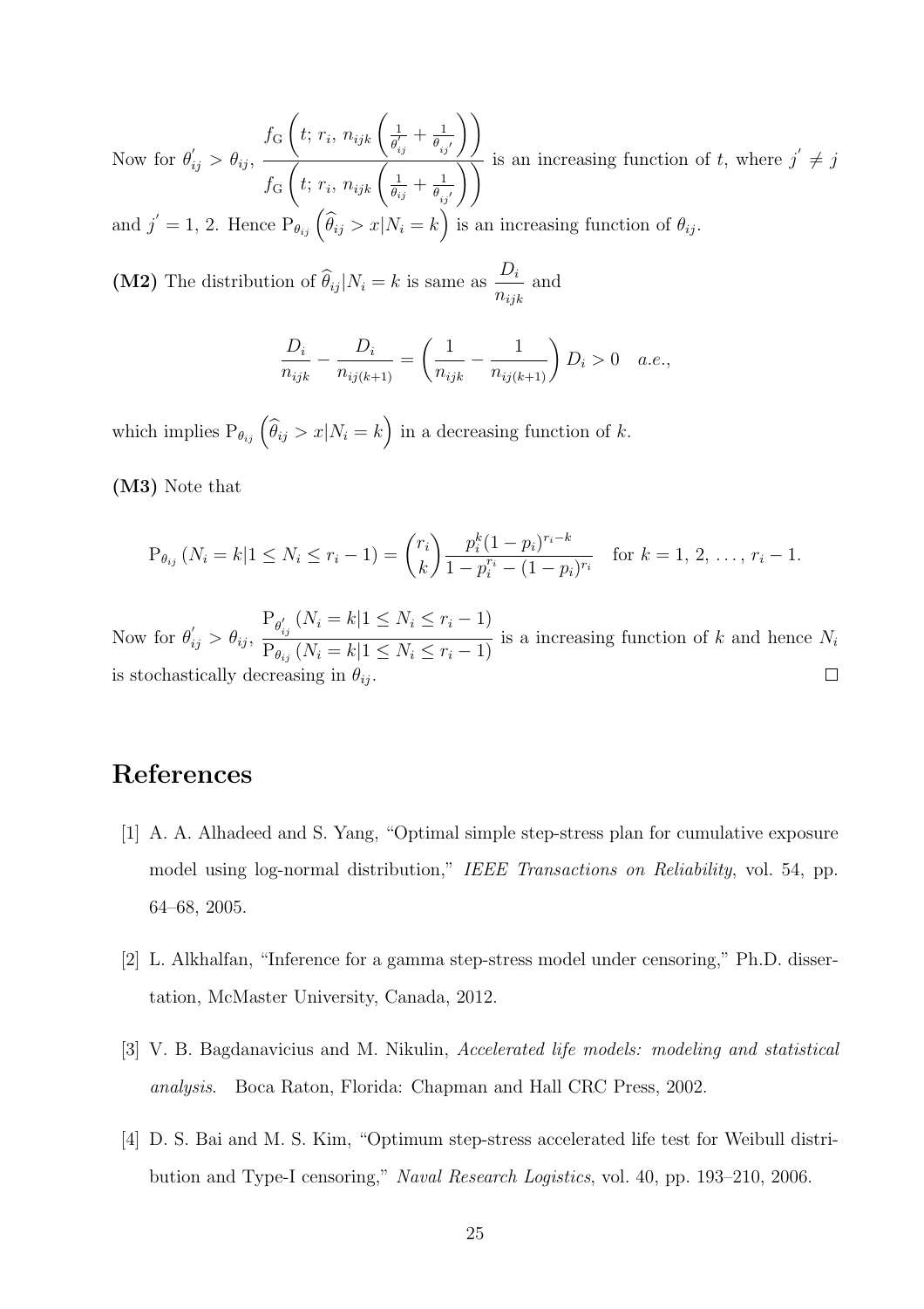Now for $\theta_{ij}^{'} > \theta_{ij}$, $\dfrac{f_{\mathrm{G}}\left(t;\, r_i,\, n_{ijk}\left(\frac{1}{\theta_{ij}^{'}} + \frac{1}{\theta_{ij^{'}}}\right)\right)}{f_{\mathrm{G}}\left(t;\, r_i,\, n_{ijk}\left(\frac{1}{\theta_{ij}} + \frac{1}{\theta_{ij^{'}}}\right)\right)}$ is an increasing function of $t$, where $j^{'} \neq j$ and $j^{'} = 1,\, 2$. Hence $\mathrm{P}_{\theta_{ij}}\left(\widehat{\theta}_{ij} > x | N_i = k\right)$ is an increasing function of $\theta_{ij}$.

**(M2)** The distribution of $\widehat{\theta}_{ij} | N_i = k$ is same as $\dfrac{D_i}{n_{ijk}}$ and

$$\frac{D_i}{n_{ijk}} - \frac{D_i}{n_{ij(k+1)}} = \left(\frac{1}{n_{ijk}} - \frac{1}{n_{ij(k+1)}}\right) D_i > 0 \quad a.e.,$$

which implies $\mathrm{P}_{\theta_{ij}}\left(\widehat{\theta}_{ij} > x | N_i = k\right)$ in a decreasing function of $k$.

**(M3)** Note that

$$\mathrm{P}_{\theta_{ij}}\left(N_i = k | 1 \leq N_i \leq r_i - 1\right) = \binom{r_i}{k} \frac{p_i^k (1-p_i)^{r_i - k}}{1 - p_i^{r_i} - (1-p_i)^{r_i}} \quad \text{for } k = 1,\, 2,\, \ldots,\, r_i - 1.$$

Now for $\theta_{ij}^{'} > \theta_{ij}$, $\dfrac{\mathrm{P}_{\theta_{ij}^{'}}\left(N_i = k | 1 \leq N_i \leq r_i - 1\right)}{\mathrm{P}_{\theta_{ij}}\left(N_i = k | 1 \leq N_i \leq r_i - 1\right)}$ is a increasing function of $k$ and hence $N_i$ is stochastically decreasing in $\theta_{ij}$. $\square$

# References

[1] A. A. Alhadeed and S. Yang, "Optimal simple step-stress plan for cumulative exposure model using log-normal distribution," *IEEE Transactions on Reliability*, vol. 54, pp. 64–68, 2005.

[2] L. Alkhalfan, "Inference for a gamma step-stress model under censoring," Ph.D. dissertation, McMaster University, Canada, 2012.

[3] V. B. Bagdanavicius and M. Nikulin, *Accelerated life models: modeling and statistical analysis.* Boca Raton, Florida: Chapman and Hall CRC Press, 2002.

[4] D. S. Bai and M. S. Kim, "Optimum step-stress accelerated life test for Weibull distribution and Type-I censoring," *Naval Research Logistics*, vol. 40, pp. 193–210, 2006.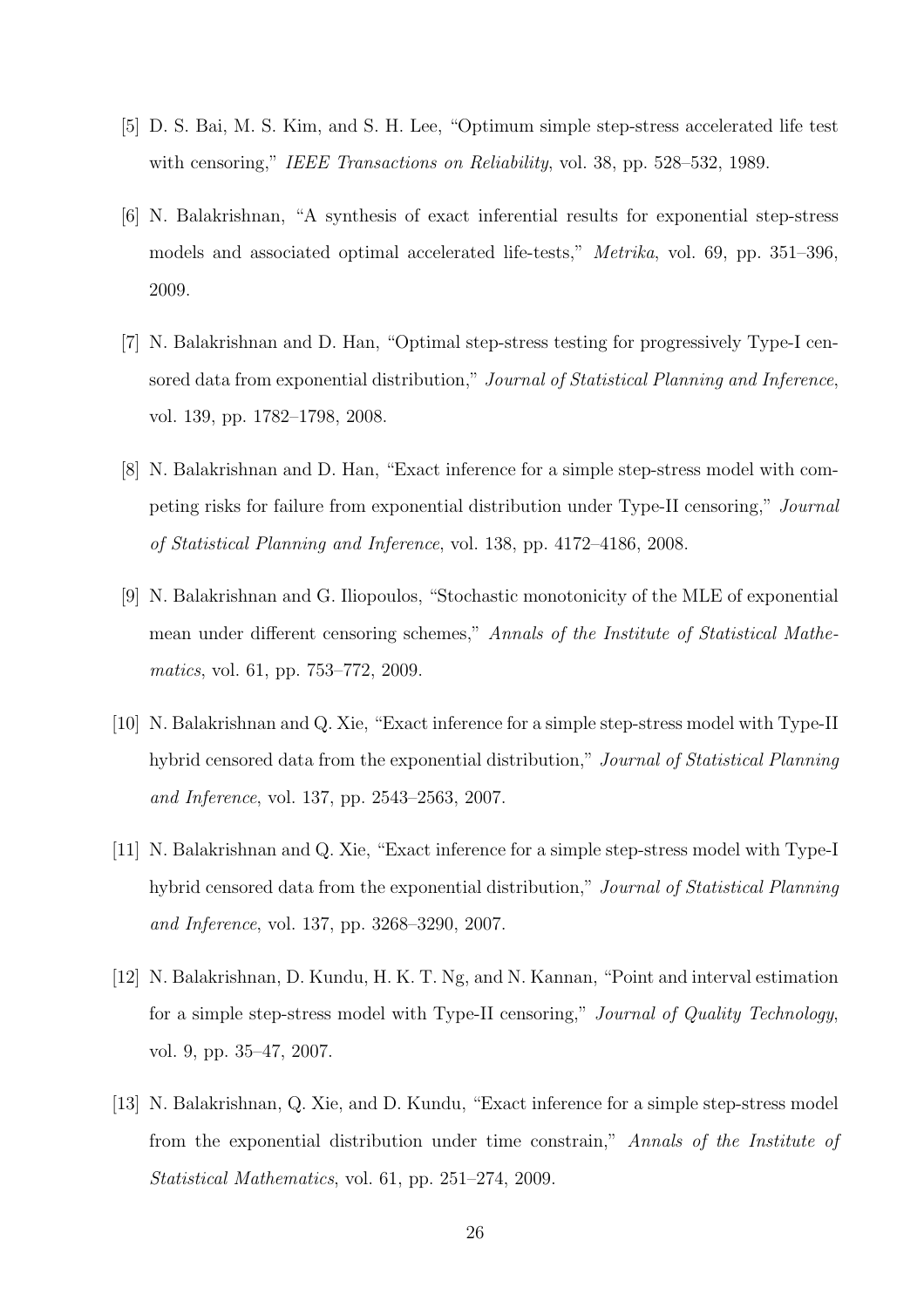[5] D. S. Bai, M. S. Kim, and S. H. Lee, "Optimum simple step-stress accelerated life test with censoring," *IEEE Transactions on Reliability*, vol. 38, pp. 528–532, 1989.

[6] N. Balakrishnan, "A synthesis of exact inferential results for exponential step-stress models and associated optimal accelerated life-tests," *Metrika*, vol. 69, pp. 351–396, 2009.

[7] N. Balakrishnan and D. Han, "Optimal step-stress testing for progressively Type-I censored data from exponential distribution," *Journal of Statistical Planning and Inference*, vol. 139, pp. 1782–1798, 2008.

[8] N. Balakrishnan and D. Han, "Exact inference for a simple step-stress model with competing risks for failure from exponential distribution under Type-II censoring," *Journal of Statistical Planning and Inference*, vol. 138, pp. 4172–4186, 2008.

[9] N. Balakrishnan and G. Iliopoulos, "Stochastic monotonicity of the MLE of exponential mean under different censoring schemes," *Annals of the Institute of Statistical Mathematics*, vol. 61, pp. 753–772, 2009.

[10] N. Balakrishnan and Q. Xie, "Exact inference for a simple step-stress model with Type-II hybrid censored data from the exponential distribution," *Journal of Statistical Planning and Inference*, vol. 137, pp. 2543–2563, 2007.

[11] N. Balakrishnan and Q. Xie, "Exact inference for a simple step-stress model with Type-I hybrid censored data from the exponential distribution," *Journal of Statistical Planning and Inference*, vol. 137, pp. 3268–3290, 2007.

[12] N. Balakrishnan, D. Kundu, H. K. T. Ng, and N. Kannan, "Point and interval estimation for a simple step-stress model with Type-II censoring," *Journal of Quality Technology*, vol. 9, pp. 35–47, 2007.

[13] N. Balakrishnan, Q. Xie, and D. Kundu, "Exact inference for a simple step-stress model from the exponential distribution under time constrain," *Annals of the Institute of Statistical Mathematics*, vol. 61, pp. 251–274, 2009.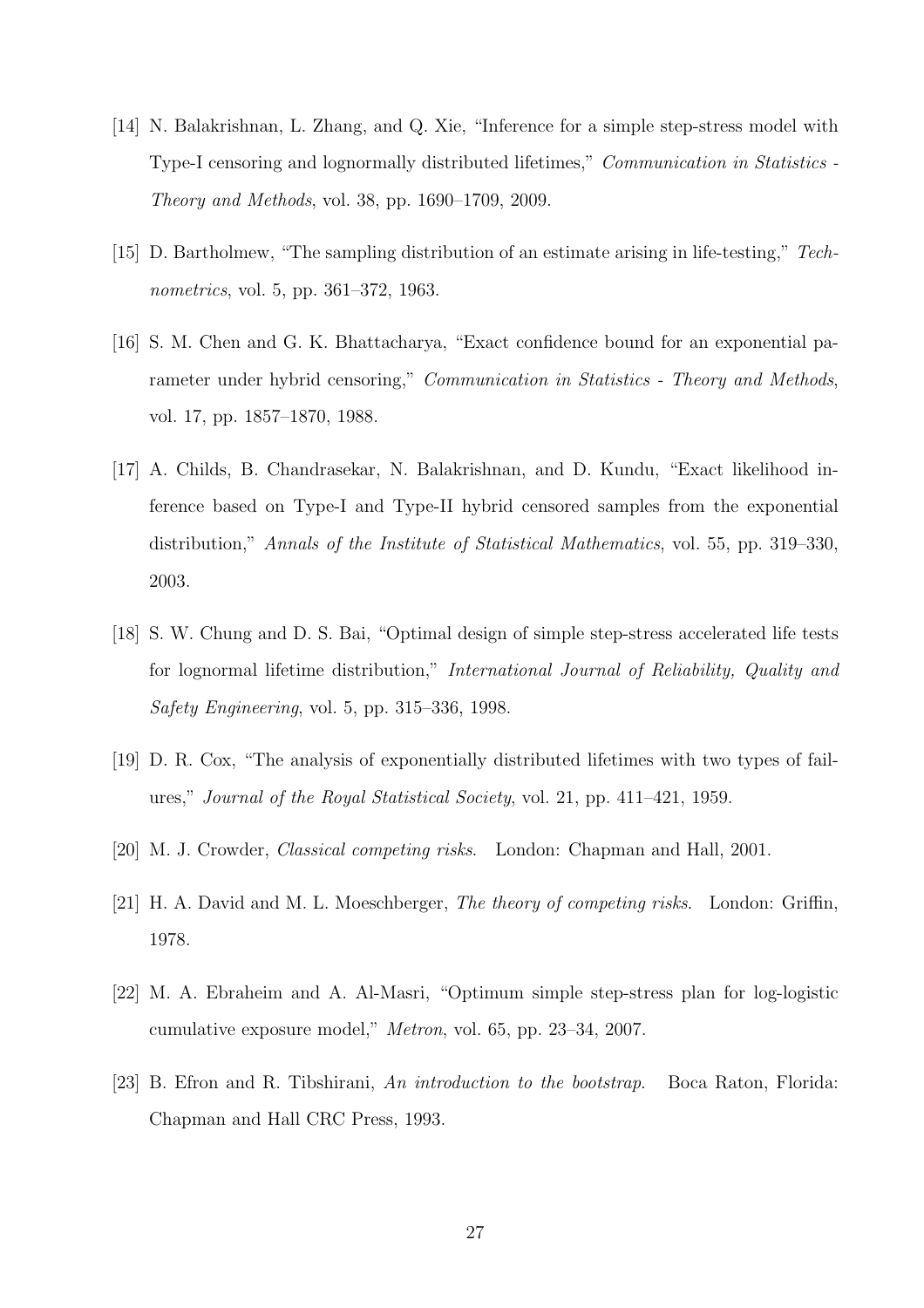[14] N. Balakrishnan, L. Zhang, and Q. Xie, "Inference for a simple step-stress model with Type-I censoring and lognormally distributed lifetimes," *Communication in Statistics - Theory and Methods*, vol. 38, pp. 1690–1709, 2009.

[15] D. Bartholmew, "The sampling distribution of an estimate arising in life-testing," *Technometrics*, vol. 5, pp. 361–372, 1963.

[16] S. M. Chen and G. K. Bhattacharya, "Exact confidence bound for an exponential parameter under hybrid censoring," *Communication in Statistics - Theory and Methods*, vol. 17, pp. 1857–1870, 1988.

[17] A. Childs, B. Chandrasekar, N. Balakrishnan, and D. Kundu, "Exact likelihood inference based on Type-I and Type-II hybrid censored samples from the exponential distribution," *Annals of the Institute of Statistical Mathematics*, vol. 55, pp. 319–330, 2003.

[18] S. W. Chung and D. S. Bai, "Optimal design of simple step-stress accelerated life tests for lognormal lifetime distribution," *International Journal of Reliability, Quality and Safety Engineering*, vol. 5, pp. 315–336, 1998.

[19] D. R. Cox, "The analysis of exponentially distributed lifetimes with two types of failures," *Journal of the Royal Statistical Society*, vol. 21, pp. 411–421, 1959.

[20] M. J. Crowder, *Classical competing risks*. London: Chapman and Hall, 2001.

[21] H. A. David and M. L. Moeschberger, *The theory of competing risks*. London: Griffin, 1978.

[22] M. A. Ebraheim and A. Al-Masri, "Optimum simple step-stress plan for log-logistic cumulative exposure model," *Metron*, vol. 65, pp. 23–34, 2007.

[23] B. Efron and R. Tibshirani, *An introduction to the bootstrap*. Boca Raton, Florida: Chapman and Hall CRC Press, 1993.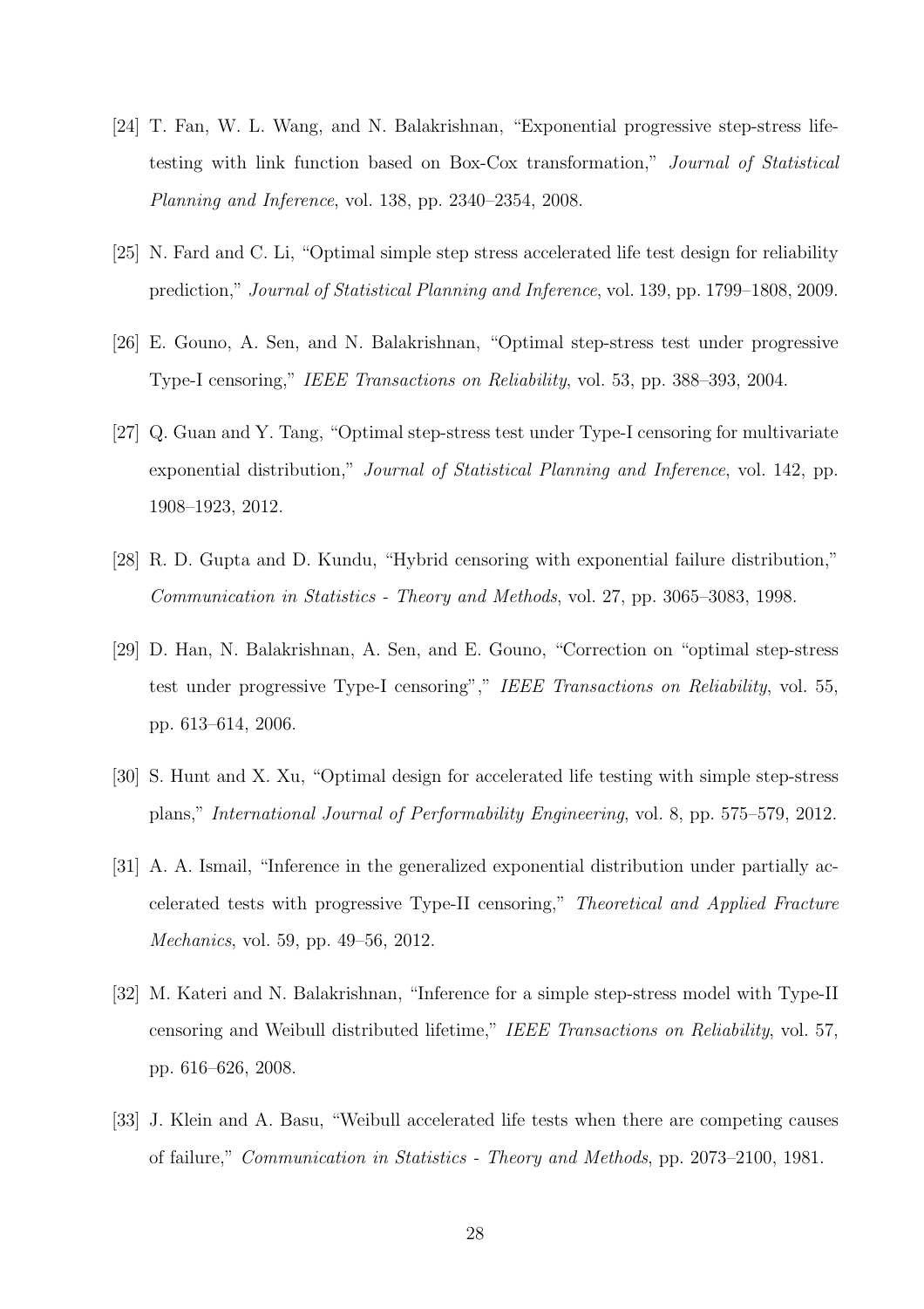[24] T. Fan, W. L. Wang, and N. Balakrishnan, "Exponential progressive step-stress life-testing with link function based on Box-Cox transformation," *Journal of Statistical Planning and Inference*, vol. 138, pp. 2340–2354, 2008.

[25] N. Fard and C. Li, "Optimal simple step stress accelerated life test design for reliability prediction," *Journal of Statistical Planning and Inference*, vol. 139, pp. 1799–1808, 2009.

[26] E. Gouno, A. Sen, and N. Balakrishnan, "Optimal step-stress test under progressive Type-I censoring," *IEEE Transactions on Reliability*, vol. 53, pp. 388–393, 2004.

[27] Q. Guan and Y. Tang, "Optimal step-stress test under Type-I censoring for multivariate exponential distribution," *Journal of Statistical Planning and Inference*, vol. 142, pp. 1908–1923, 2012.

[28] R. D. Gupta and D. Kundu, "Hybrid censoring with exponential failure distribution," *Communication in Statistics - Theory and Methods*, vol. 27, pp. 3065–3083, 1998.

[29] D. Han, N. Balakrishnan, A. Sen, and E. Gouno, "Correction on "optimal step-stress test under progressive Type-I censoring"," *IEEE Transactions on Reliability*, vol. 55, pp. 613–614, 2006.

[30] S. Hunt and X. Xu, "Optimal design for accelerated life testing with simple step-stress plans," *International Journal of Performability Engineering*, vol. 8, pp. 575–579, 2012.

[31] A. A. Ismail, "Inference in the generalized exponential distribution under partially accelerated tests with progressive Type-II censoring," *Theoretical and Applied Fracture Mechanics*, vol. 59, pp. 49–56, 2012.

[32] M. Kateri and N. Balakrishnan, "Inference for a simple step-stress model with Type-II censoring and Weibull distributed lifetime," *IEEE Transactions on Reliability*, vol. 57, pp. 616–626, 2008.

[33] J. Klein and A. Basu, "Weibull accelerated life tests when there are competing causes of failure," *Communication in Statistics - Theory and Methods*, pp. 2073–2100, 1981.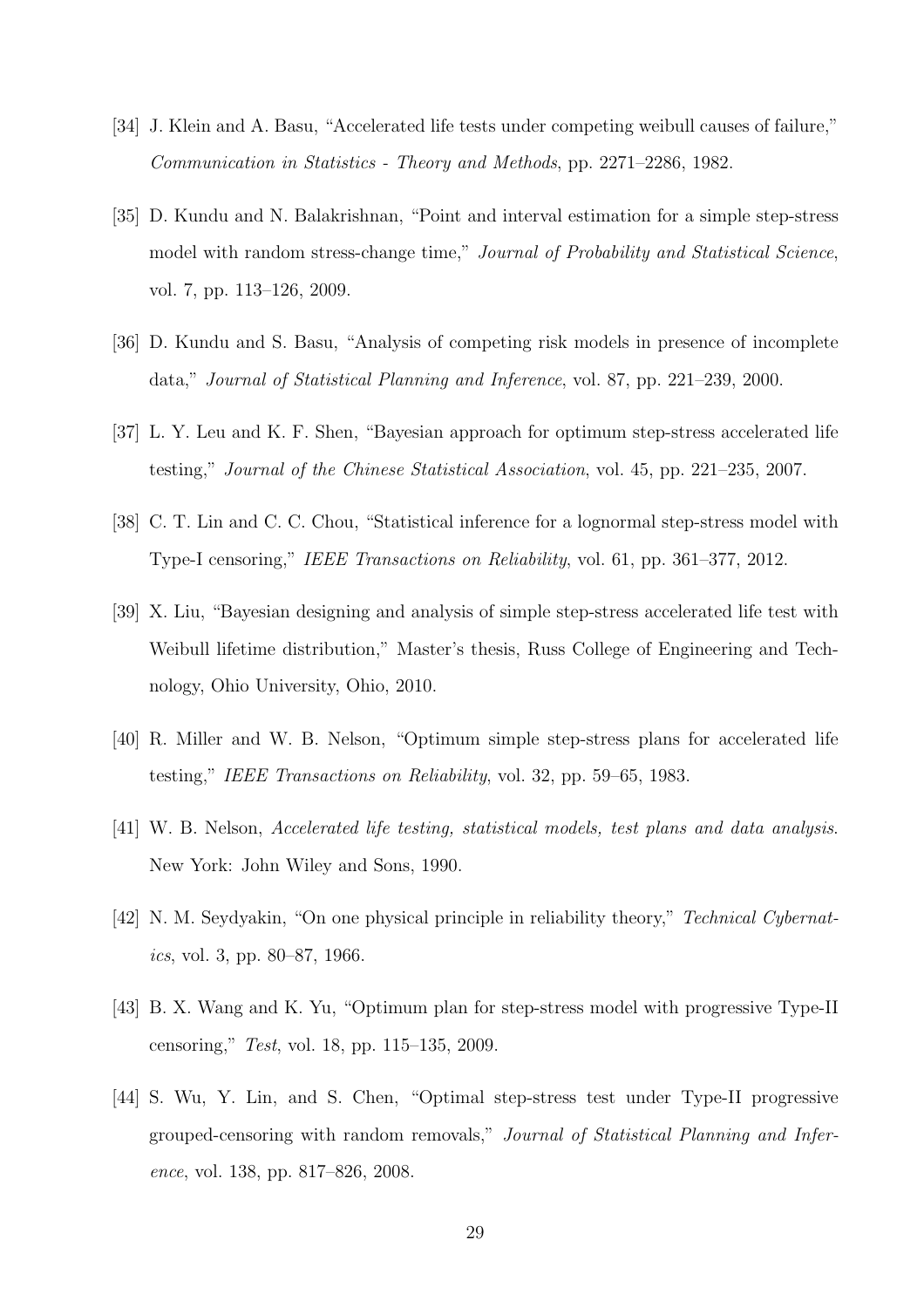[34] J. Klein and A. Basu, "Accelerated life tests under competing weibull causes of failure," *Communication in Statistics - Theory and Methods*, pp. 2271–2286, 1982.

[35] D. Kundu and N. Balakrishnan, "Point and interval estimation for a simple step-stress model with random stress-change time," *Journal of Probability and Statistical Science*, vol. 7, pp. 113–126, 2009.

[36] D. Kundu and S. Basu, "Analysis of competing risk models in presence of incomplete data," *Journal of Statistical Planning and Inference*, vol. 87, pp. 221–239, 2000.

[37] L. Y. Leu and K. F. Shen, "Bayesian approach for optimum step-stress accelerated life testing," *Journal of the Chinese Statistical Association*, vol. 45, pp. 221–235, 2007.

[38] C. T. Lin and C. C. Chou, "Statistical inference for a lognormal step-stress model with Type-I censoring," *IEEE Transactions on Reliability*, vol. 61, pp. 361–377, 2012.

[39] X. Liu, "Bayesian designing and analysis of simple step-stress accelerated life test with Weibull lifetime distribution," Master's thesis, Russ College of Engineering and Technology, Ohio University, Ohio, 2010.

[40] R. Miller and W. B. Nelson, "Optimum simple step-stress plans for accelerated life testing," *IEEE Transactions on Reliability*, vol. 32, pp. 59–65, 1983.

[41] W. B. Nelson, *Accelerated life testing, statistical models, test plans and data analysis*. New York: John Wiley and Sons, 1990.

[42] N. M. Seydyakin, "On one physical principle in reliability theory," *Technical Cybernatics*, vol. 3, pp. 80–87, 1966.

[43] B. X. Wang and K. Yu, "Optimum plan for step-stress model with progressive Type-II censoring," *Test*, vol. 18, pp. 115–135, 2009.

[44] S. Wu, Y. Lin, and S. Chen, "Optimal step-stress test under Type-II progressive grouped-censoring with random removals," *Journal of Statistical Planning and Inference*, vol. 138, pp. 817–826, 2008.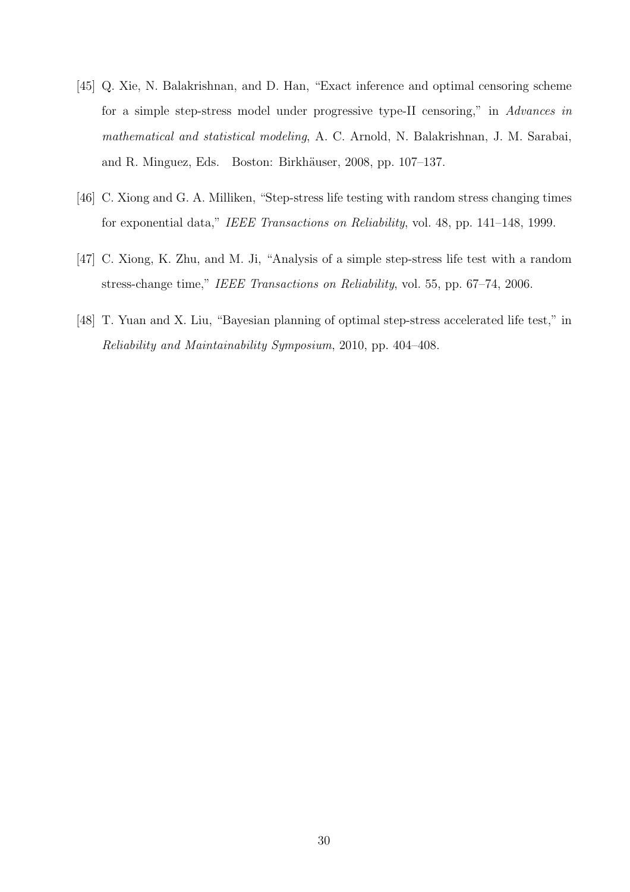[45] Q. Xie, N. Balakrishnan, and D. Han, "Exact inference and optimal censoring scheme for a simple step-stress model under progressive type-II censoring," in *Advances in mathematical and statistical modeling*, A. C. Arnold, N. Balakrishnan, J. M. Sarabai, and R. Minguez, Eds. Boston: Birkhäuser, 2008, pp. 107–137.

[46] C. Xiong and G. A. Milliken, "Step-stress life testing with random stress changing times for exponential data," *IEEE Transactions on Reliability*, vol. 48, pp. 141–148, 1999.

[47] C. Xiong, K. Zhu, and M. Ji, "Analysis of a simple step-stress life test with a random stress-change time," *IEEE Transactions on Reliability*, vol. 55, pp. 67–74, 2006.

[48] T. Yuan and X. Liu, "Bayesian planning of optimal step-stress accelerated life test," in *Reliability and Maintainability Symposium*, 2010, pp. 404–408.